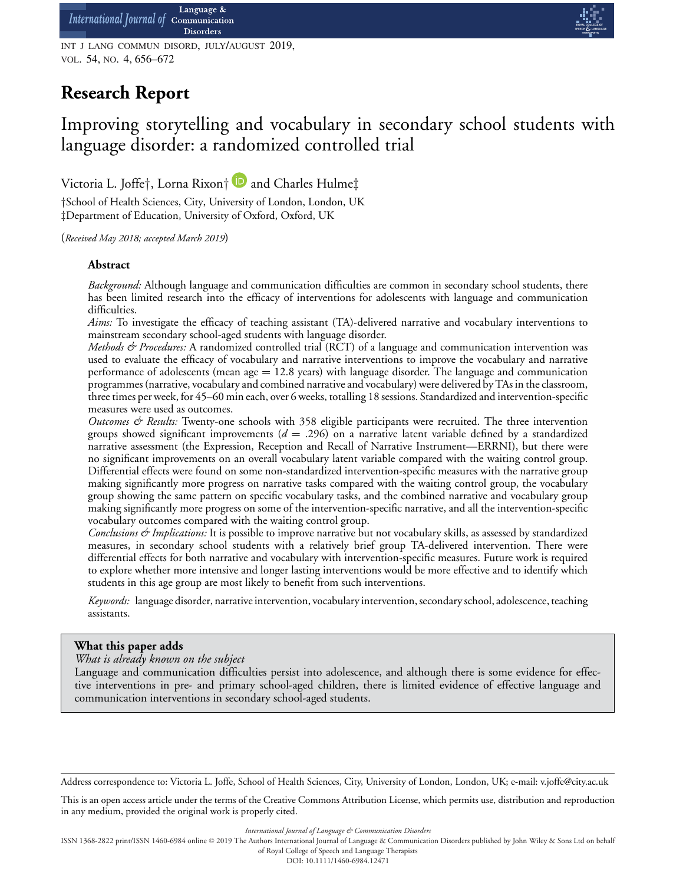# Research Report

## Improving storytelling and vocabulary in secondary school students with language disorder: a randomized controlled trial

Victoria L. Joffe†, Lorna Rixon† and Charles Hulme‡

†School of Health Sciences, City, University of London, London, UK
‡Department of Education, University of Oxford, Oxford, UK

(*Received May 2018; accepted March 2019*)

### Abstract

*Background:* Although language and communication difficulties are common in secondary school students, there has been limited research into the efficacy of interventions for adolescents with language and communication difficulties.

*Aims:* To investigate the efficacy of teaching assistant (TA)-delivered narrative and vocabulary interventions to mainstream secondary school-aged students with language disorder.

*Methods & Procedures:* A randomized controlled trial (RCT) of a language and communication intervention was used to evaluate the efficacy of vocabulary and narrative interventions to improve the vocabulary and narrative performance of adolescents (mean age = 12.8 years) with language disorder. The language and communication programmes (narrative, vocabulary and combined narrative and vocabulary) were delivered by TAs in the classroom, three times per week, for 45–60 min each, over 6 weeks, totalling 18 sessions. Standardized and intervention-specific measures were used as outcomes.

*Outcomes & Results:* Twenty-one schools with 358 eligible participants were recruited. The three intervention groups showed significant improvements ($d = .296$) on a narrative latent variable defined by a standardized narrative assessment (the Expression, Reception and Recall of Narrative Instrument—ERRNI), but there were no significant improvements on an overall vocabulary latent variable compared with the waiting control group. Differential effects were found on some non-standardized intervention-specific measures with the narrative group making significantly more progress on narrative tasks compared with the waiting control group, the vocabulary group showing the same pattern on specific vocabulary tasks, and the combined narrative and vocabulary group making significantly more progress on some of the intervention-specific narrative, and all the intervention-specific vocabulary outcomes compared with the waiting control group.

*Conclusions & Implications:* It is possible to improve narrative but not vocabulary skills, as assessed by standardized measures, in secondary school students with a relatively brief group TA-delivered intervention. There were differential effects for both narrative and vocabulary with intervention-specific measures. Future work is required to explore whether more intensive and longer lasting interventions would be more effective and to identify which students in this age group are most likely to benefit from such interventions.

*Keywords:* language disorder, narrative intervention, vocabulary intervention, secondary school, adolescence, teaching assistants.

**What this paper adds**

*What is already known on the subject*

Language and communication difficulties persist into adolescence, and although there is some evidence for effective interventions in pre- and primary school-aged children, there is limited evidence of effective language and communication interventions in secondary school-aged students.

Address correspondence to: Victoria L. Joffe, School of Health Sciences, City, University of London, London, UK; e-mail: v.joffe@city.ac.uk

This is an open access article under the terms of the Creative Commons Attribution License, which permits use, distribution and reproduction in any medium, provided the original work is properly cited.

*International Journal of Language & Communication Disorders*
ISSN 1368-2822 print/ISSN 1460-6984 online © 2019 The Authors International Journal of Language & Communication Disorders published by John Wiley & Sons Ltd on behalf of Royal College of Speech and Language Therapists
DOI: 10.1111/1460-6984.12471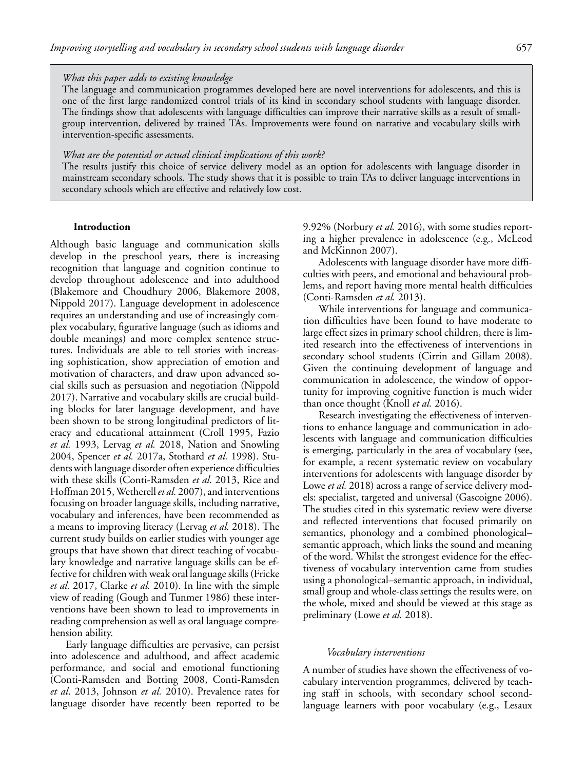*What this paper adds to existing knowledge*

The language and communication programmes developed here are novel interventions for adolescents, and this is one of the first large randomized control trials of its kind in secondary school students with language disorder. The findings show that adolescents with language difficulties can improve their narrative skills as a result of small-group intervention, delivered by trained TAs. Improvements were found on narrative and vocabulary skills with intervention-specific assessments.

*What are the potential or actual clinical implications of this work?*

The results justify this choice of service delivery model as an option for adolescents with language disorder in mainstream secondary schools. The study shows that it is possible to train TAs to deliver language interventions in secondary schools which are effective and relatively low cost.

## Introduction

Although basic language and communication skills develop in the preschool years, there is increasing recognition that language and cognition continue to develop throughout adolescence and into adulthood (Blakemore and Choudhury 2006, Blakemore 2008, Nippold 2017). Language development in adolescence requires an understanding and use of increasingly complex vocabulary, figurative language (such as idioms and double meanings) and more complex sentence structures. Individuals are able to tell stories with increasing sophistication, show appreciation of emotion and motivation of characters, and draw upon advanced social skills such as persuasion and negotiation (Nippold 2017). Narrative and vocabulary skills are crucial building blocks for later language development, and have been shown to be strong longitudinal predictors of literacy and educational attainment (Croll 1995, Fazio *et al.* 1993, Lervag *et al.* 2018, Nation and Snowling 2004, Spencer *et al.* 2017a, Stothard *et al.* 1998). Students with language disorder often experience difficulties with these skills (Conti-Ramsden *et al.* 2013, Rice and Hoffman 2015, Wetherell *et al.* 2007), and interventions focusing on broader language skills, including narrative, vocabulary and inferences, have been recommended as a means to improving literacy (Lervag *et al.* 2018). The current study builds on earlier studies with younger age groups that have shown that direct teaching of vocabulary knowledge and narrative language skills can be effective for children with weak oral language skills (Fricke *et al.* 2017, Clarke *et al.* 2010). In line with the simple view of reading (Gough and Tunmer 1986) these interventions have been shown to lead to improvements in reading comprehension as well as oral language comprehension ability.

Early language difficulties are pervasive, can persist into adolescence and adulthood, and affect academic performance, and social and emotional functioning (Conti-Ramsden and Botting 2008, Conti-Ramsden *et al*. 2013, Johnson *et al.* 2010). Prevalence rates for language disorder have recently been reported to be 9.92% (Norbury *et al.* 2016), with some studies reporting a higher prevalence in adolescence (e.g., McLeod and McKinnon 2007).

Adolescents with language disorder have more difficulties with peers, and emotional and behavioural problems, and report having more mental health difficulties (Conti-Ramsden *et al.* 2013).

While interventions for language and communication difficulties have been found to have moderate to large effect sizes in primary school children, there is limited research into the effectiveness of interventions in secondary school students (Cirrin and Gillam 2008). Given the continuing development of language and communication in adolescence, the window of opportunity for improving cognitive function is much wider than once thought (Knoll *et al.* 2016).

Research investigating the effectiveness of interventions to enhance language and communication in adolescents with language and communication difficulties is emerging, particularly in the area of vocabulary (see, for example, a recent systematic review on vocabulary interventions for adolescents with language disorder by Lowe *et al.* 2018) across a range of service delivery models: specialist, targeted and universal (Gascoigne 2006). The studies cited in this systematic review were diverse and reflected interventions that focused primarily on semantics, phonology and a combined phonological–semantic approach, which links the sound and meaning of the word. Whilst the strongest evidence for the effectiveness of vocabulary intervention came from studies using a phonological–semantic approach, in individual, small group and whole-class settings the results were, on the whole, mixed and should be viewed at this stage as preliminary (Lowe *et al.* 2018).

### *Vocabulary interventions*

A number of studies have shown the effectiveness of vocabulary intervention programmes, delivered by teaching staff in schools, with secondary school second-language learners with poor vocabulary (e.g., Lesaux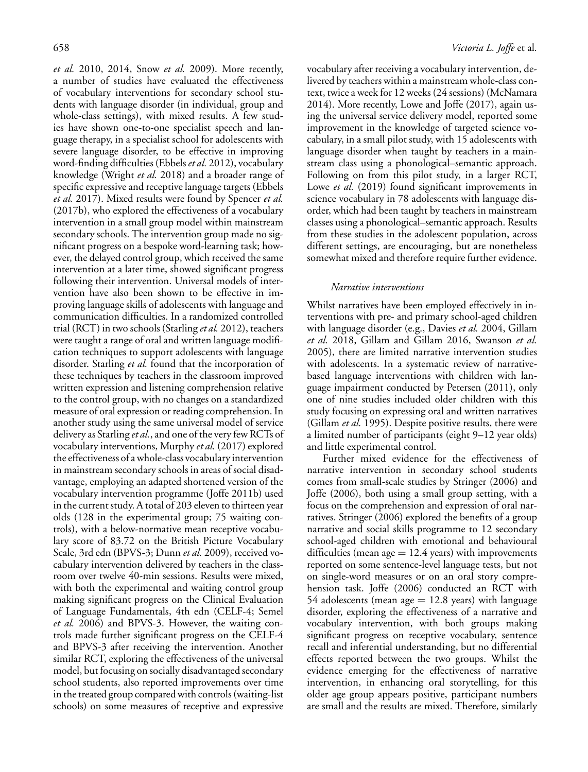*et al.* 2010, 2014, Snow *et al.* 2009). More recently, a number of studies have evaluated the effectiveness of vocabulary interventions for secondary school students with language disorder (in individual, group and whole-class settings), with mixed results. A few studies have shown one-to-one specialist speech and language therapy, in a specialist school for adolescents with severe language disorder, to be effective in improving word-finding difficulties (Ebbels *et al.* 2012), vocabulary knowledge (Wright *et al.* 2018) and a broader range of specific expressive and receptive language targets (Ebbels *et al.* 2017). Mixed results were found by Spencer *et al.* (2017b), who explored the effectiveness of a vocabulary intervention in a small group model within mainstream secondary schools. The intervention group made no significant progress on a bespoke word-learning task; however, the delayed control group, which received the same intervention at a later time, showed significant progress following their intervention. Universal models of intervention have also been shown to be effective in improving language skills of adolescents with language and communication difficulties. In a randomized controlled trial (RCT) in two schools (Starling *et al.* 2012), teachers were taught a range of oral and written language modification techniques to support adolescents with language disorder. Starling *et al.* found that the incorporation of these techniques by teachers in the classroom improved written expression and listening comprehension relative to the control group, with no changes on a standardized measure of oral expression or reading comprehension. In another study using the same universal model of service delivery as Starling *et al.*, and one of the very few RCTs of vocabulary interventions, Murphy *et al.* (2017) explored the effectiveness of a whole-class vocabulary intervention in mainstream secondary schools in areas of social disadvantage, employing an adapted shortened version of the vocabulary intervention programme (Joffe 2011b) used in the current study. A total of 203 eleven to thirteen year olds (128 in the experimental group; 75 waiting controls), with a below-normative mean receptive vocabulary score of 83.72 on the British Picture Vocabulary Scale, 3rd edn (BPVS-3; Dunn *et al.* 2009), received vocabulary intervention delivered by teachers in the classroom over twelve 40-min sessions. Results were mixed, with both the experimental and waiting control group making significant progress on the Clinical Evaluation of Language Fundamentals, 4th edn (CELF-4; Semel *et al.* 2006) and BPVS-3. However, the waiting controls made further significant progress on the CELF-4 and BPVS-3 after receiving the intervention. Another similar RCT, exploring the effectiveness of the universal model, but focusing on socially disadvantaged secondary school students, also reported improvements over time in the treated group compared with controls (waiting-list schools) on some measures of receptive and expressive vocabulary after receiving a vocabulary intervention, delivered by teachers within a mainstream whole-class context, twice a week for 12 weeks (24 sessions) (McNamara 2014). More recently, Lowe and Joffe (2017), again using the universal service delivery model, reported some improvement in the knowledge of targeted science vocabulary, in a small pilot study, with 15 adolescents with language disorder when taught by teachers in a mainstream class using a phonological–semantic approach. Following on from this pilot study, in a larger RCT, Lowe *et al.* (2019) found significant improvements in science vocabulary in 78 adolescents with language disorder, which had been taught by teachers in mainstream classes using a phonological–semantic approach. Results from these studies in the adolescent population, across different settings, are encouraging, but are nonetheless somewhat mixed and therefore require further evidence.

### *Narrative interventions*

Whilst narratives have been employed effectively in interventions with pre- and primary school-aged children with language disorder (e.g., Davies *et al.* 2004, Gillam *et al.* 2018, Gillam and Gillam 2016, Swanson *et al.* 2005), there are limited narrative intervention studies with adolescents. In a systematic review of narrative-based language interventions with children with language impairment conducted by Petersen (2011), only one of nine studies included older children with this study focusing on expressing oral and written narratives (Gillam *et al.* 1995). Despite positive results, there were a limited number of participants (eight 9–12 year olds) and little experimental control.

Further mixed evidence for the effectiveness of narrative intervention in secondary school students comes from small-scale studies by Stringer (2006) and Joffe (2006), both using a small group setting, with a focus on the comprehension and expression of oral narratives. Stringer (2006) explored the benefits of a group narrative and social skills programme to 12 secondary school-aged children with emotional and behavioural difficulties (mean age = 12.4 years) with improvements reported on some sentence-level language tests, but not on single-word measures or on an oral story comprehension task. Joffe (2006) conducted an RCT with 54 adolescents (mean age = 12.8 years) with language disorder, exploring the effectiveness of a narrative and vocabulary intervention, with both groups making significant progress on receptive vocabulary, sentence recall and inferential understanding, but no differential effects reported between the two groups. Whilst the evidence emerging for the effectiveness of narrative intervention, in enhancing oral storytelling, for this older age group appears positive, participant numbers are small and the results are mixed. Therefore, similarly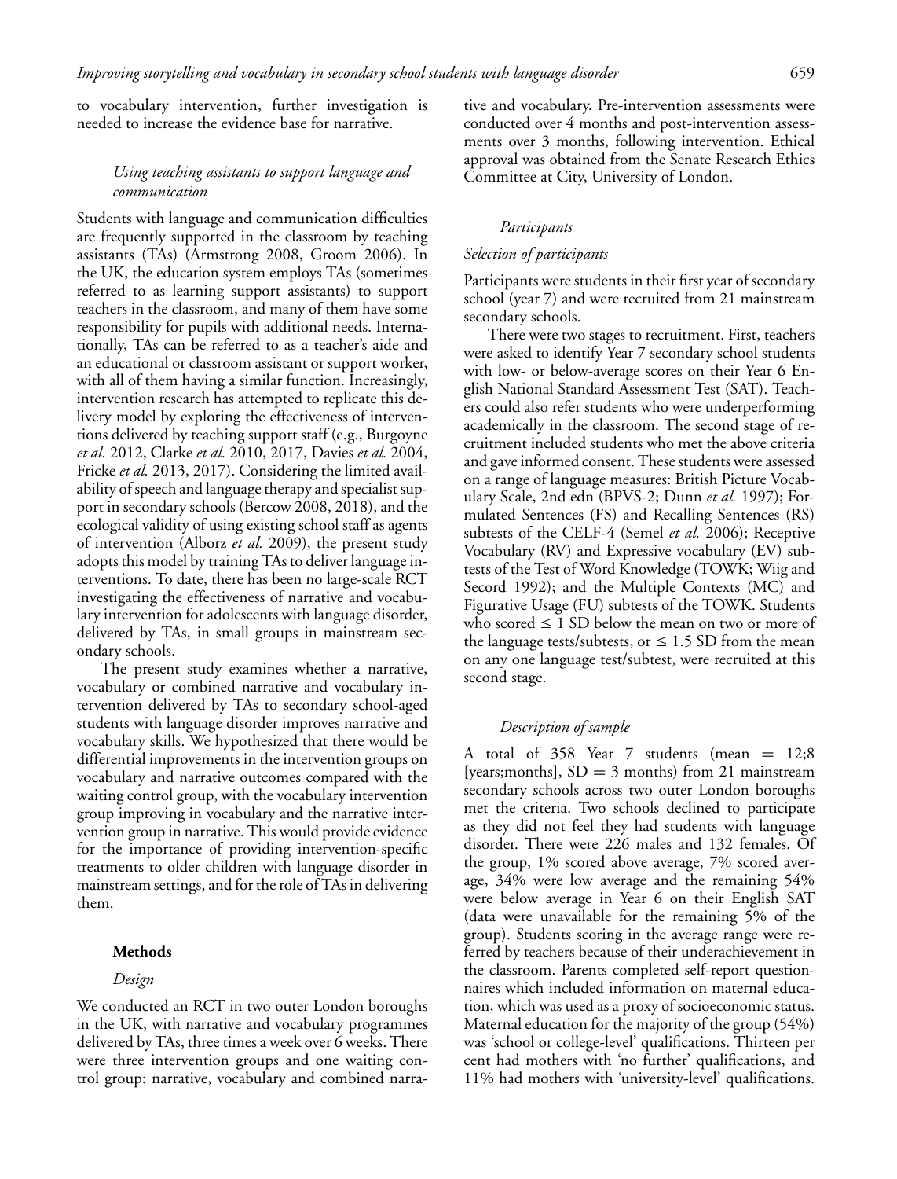to vocabulary intervention, further investigation is needed to increase the evidence base for narrative.

### *Using teaching assistants to support language and communication*

Students with language and communication difficulties are frequently supported in the classroom by teaching assistants (TAs) (Armstrong 2008, Groom 2006). In the UK, the education system employs TAs (sometimes referred to as learning support assistants) to support teachers in the classroom, and many of them have some responsibility for pupils with additional needs. Internationally, TAs can be referred to as a teacher's aide and an educational or classroom assistant or support worker, with all of them having a similar function. Increasingly, intervention research has attempted to replicate this delivery model by exploring the effectiveness of interventions delivered by teaching support staff (e.g., Burgoyne *et al.* 2012, Clarke *et al.* 2010, 2017, Davies *et al.* 2004, Fricke *et al.* 2013, 2017). Considering the limited availability of speech and language therapy and specialist support in secondary schools (Bercow 2008, 2018), and the ecological validity of using existing school staff as agents of intervention (Alborz *et al.* 2009), the present study adopts this model by training TAs to deliver language interventions. To date, there has been no large-scale RCT investigating the effectiveness of narrative and vocabulary intervention for adolescents with language disorder, delivered by TAs, in small groups in mainstream secondary schools.

The present study examines whether a narrative, vocabulary or combined narrative and vocabulary intervention delivered by TAs to secondary school-aged students with language disorder improves narrative and vocabulary skills. We hypothesized that there would be differential improvements in the intervention groups on vocabulary and narrative outcomes compared with the waiting control group, with the vocabulary intervention group improving in vocabulary and the narrative intervention group in narrative. This would provide evidence for the importance of providing intervention-specific treatments to older children with language disorder in mainstream settings, and for the role of TAs in delivering them.

## Methods

### *Design*

We conducted an RCT in two outer London boroughs in the UK, with narrative and vocabulary programmes delivered by TAs, three times a week over 6 weeks. There were three intervention groups and one waiting control group: narrative, vocabulary and combined narrative and vocabulary. Pre-intervention assessments were conducted over 4 months and post-intervention assessments over 3 months, following intervention. Ethical approval was obtained from the Senate Research Ethics Committee at City, University of London.

### *Participants*

#### *Selection of participants*

Participants were students in their first year of secondary school (year 7) and were recruited from 21 mainstream secondary schools.

There were two stages to recruitment. First, teachers were asked to identify Year 7 secondary school students with low- or below-average scores on their Year 6 English National Standard Assessment Test (SAT). Teachers could also refer students who were underperforming academically in the classroom. The second stage of recruitment included students who met the above criteria and gave informed consent. These students were assessed on a range of language measures: British Picture Vocabulary Scale, 2nd edn (BPVS-2; Dunn *et al.* 1997); Formulated Sentences (FS) and Recalling Sentences (RS) subtests of the CELF-4 (Semel *et al.* 2006); Receptive Vocabulary (RV) and Expressive vocabulary (EV) subtests of the Test of Word Knowledge (TOWK; Wiig and Secord 1992); and the Multiple Contexts (MC) and Figurative Usage (FU) subtests of the TOWK. Students who scored $\leq$ 1 SD below the mean on two or more of the language tests/subtests, or $\leq$ 1.5 SD from the mean on any one language test/subtest, were recruited at this second stage.

### *Description of sample*

A total of 358 Year 7 students (mean = 12;8 [years;months], SD = 3 months) from 21 mainstream secondary schools across two outer London boroughs met the criteria. Two schools declined to participate as they did not feel they had students with language disorder. There were 226 males and 132 females. Of the group, 1% scored above average, 7% scored average, 34% were low average and the remaining 54% were below average in Year 6 on their English SAT (data were unavailable for the remaining 5% of the group). Students scoring in the average range were referred by teachers because of their underachievement in the classroom. Parents completed self-report questionnaires which included information on maternal education, which was used as a proxy of socioeconomic status. Maternal education for the majority of the group (54%) was 'school or college-level' qualifications. Thirteen per cent had mothers with 'no further' qualifications, and 11% had mothers with 'university-level' qualifications.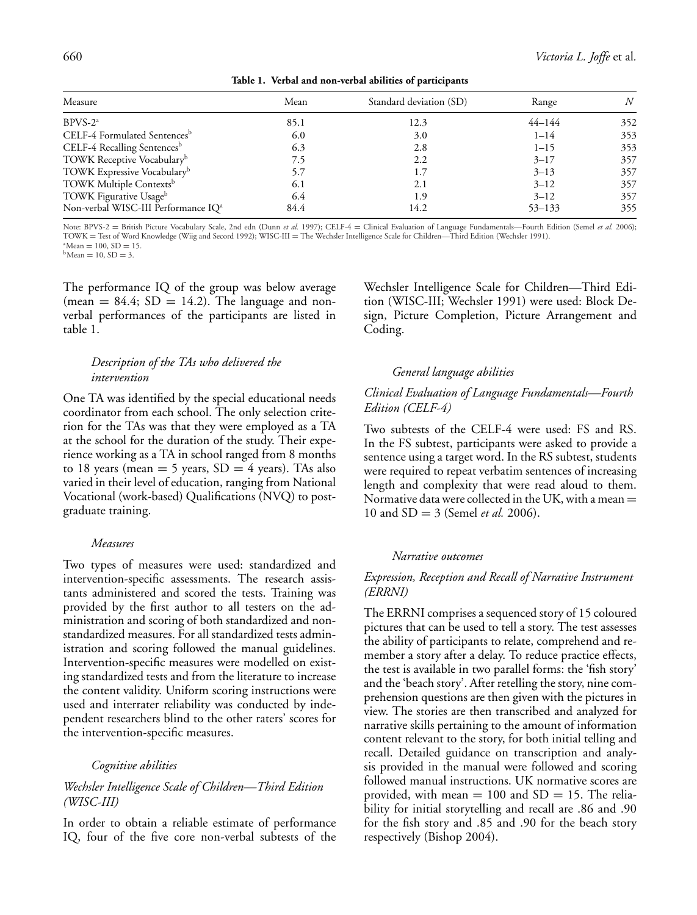**Table 1. Verbal and non-verbal abilities of participants**

| Measure | Mean | Standard deviation (SD) | Range | $N$ |
|---|---|---|---|---|
| BPVS-2[a] | 85.1 | 12.3 | 44–144 | 352 |
| CELF-4 Formulated Sentences[b] | 6.0 | 3.0 | 1–14 | 353 |
| CELF-4 Recalling Sentences[b] | 6.3 | 2.8 | 1–15 | 353 |
| TOWK Receptive Vocabulary[b] | 7.5 | 2.2 | 3–17 | 357 |
| TOWK Expressive Vocabulary[b] | 5.7 | 1.7 | 3–13 | 357 |
| TOWK Multiple Contexts[b] | 6.1 | 2.1 | 3–12 | 357 |
| TOWK Figurative Usage[b] | 6.4 | 1.9 | 3–12 | 357 |
| Non-verbal WISC-III Performance IQ[a] | 84.4 | 14.2 | 53–133 | 355 |

Note: BPVS-2 = British Picture Vocabulary Scale, 2nd edn (Dunn *et al.* 1997); CELF-4 = Clinical Evaluation of Language Fundamentals—Fourth Edition (Semel *et al.* 2006); TOWK = Test of Word Knowledge (Wiig and Secord 1992); WISC-III = The Wechsler Intelligence Scale for Children—Third Edition (Wechsler 1991).
[a]Mean = 100, SD = 15.
[b]Mean = 10, SD = 3.

The performance IQ of the group was below average (mean = 84.4; SD = 14.2). The language and non-verbal performances of the participants are listed in table 1.

### *Description of the TAs who delivered the intervention*

One TA was identified by the special educational needs coordinator from each school. The only selection criterion for the TAs was that they were employed as a TA at the school for the duration of the study. Their experience working as a TA in school ranged from 8 months to 18 years (mean = 5 years, SD = 4 years). TAs also varied in their level of education, ranging from National Vocational (work-based) Qualifications (NVQ) to postgraduate training.

### *Measures*

Two types of measures were used: standardized and intervention-specific assessments. The research assistants administered and scored the tests. Training was provided by the first author to all testers on the administration and scoring of both standardized and non-standardized measures. For all standardized tests administration and scoring followed the manual guidelines. Intervention-specific measures were modelled on existing standardized tests and from the literature to increase the content validity. Uniform scoring instructions were used and interrater reliability was conducted by independent researchers blind to the other raters' scores for the intervention-specific measures.

### *Cognitive abilities*

#### *Wechsler Intelligence Scale of Children—Third Edition (WISC-III)*

In order to obtain a reliable estimate of performance IQ, four of the five core non-verbal subtests of the Wechsler Intelligence Scale for Children—Third Edition (WISC-III; Wechsler 1991) were used: Block Design, Picture Completion, Picture Arrangement and Coding.

### *General language abilities*

#### *Clinical Evaluation of Language Fundamentals—Fourth Edition (CELF-4)*

Two subtests of the CELF-4 were used: FS and RS. In the FS subtest, participants were asked to provide a sentence using a target word. In the RS subtest, students were required to repeat verbatim sentences of increasing length and complexity that were read aloud to them. Normative data were collected in the UK, with a mean = 10 and SD = 3 (Semel *et al.* 2006).

### *Narrative outcomes*

#### *Expression, Reception and Recall of Narrative Instrument (ERRNI)*

The ERRNI comprises a sequenced story of 15 coloured pictures that can be used to tell a story. The test assesses the ability of participants to relate, comprehend and remember a story after a delay. To reduce practice effects, the test is available in two parallel forms: the 'fish story' and the 'beach story'. After retelling the story, nine comprehension questions are then given with the pictures in view. The stories are then transcribed and analyzed for narrative skills pertaining to the amount of information content relevant to the story, for both initial telling and recall. Detailed guidance on transcription and analysis provided in the manual were followed and scoring followed manual instructions. UK normative scores are provided, with mean = 100 and SD = 15. The reliability for initial storytelling and recall are .86 and .90 for the fish story and .85 and .90 for the beach story respectively (Bishop 2004).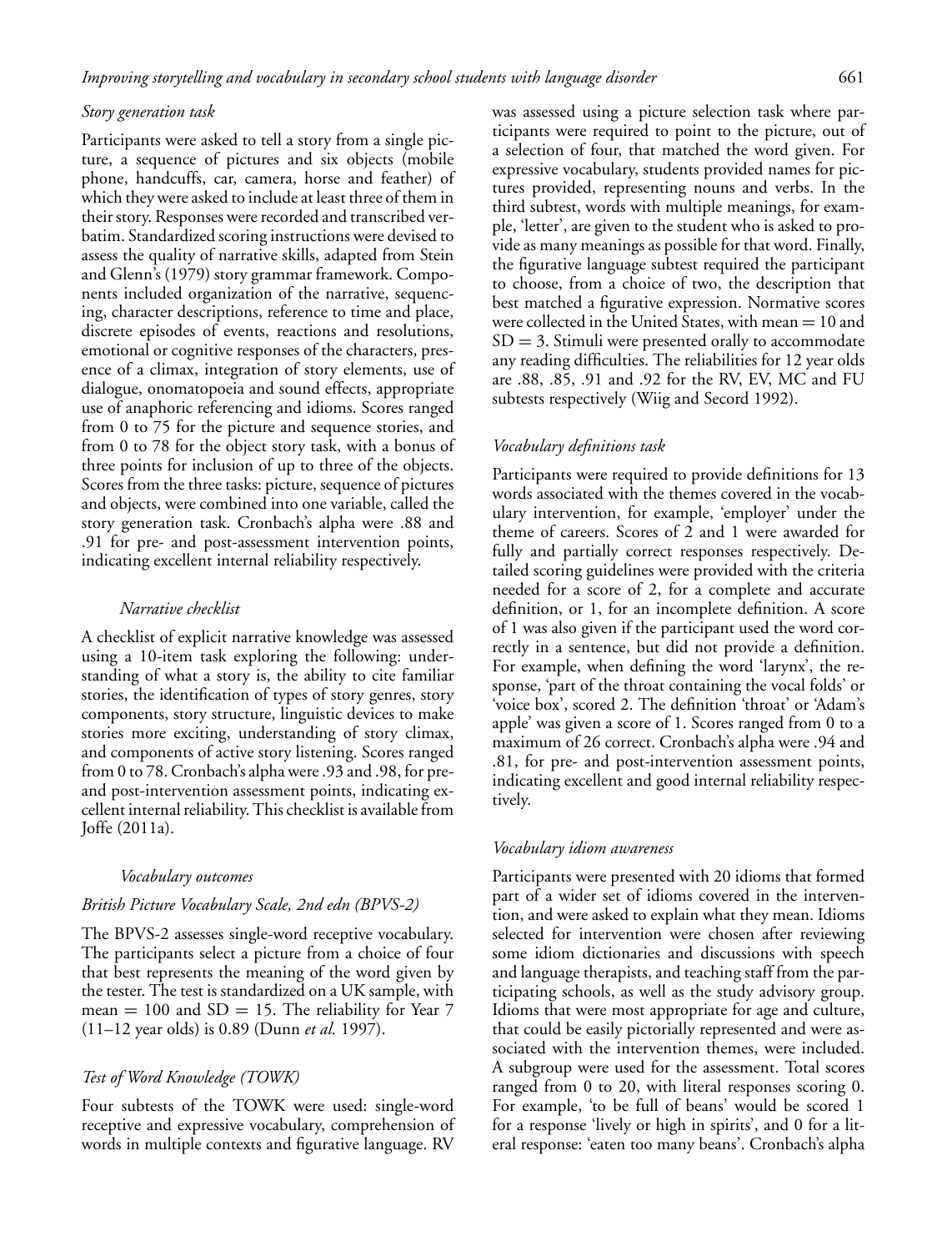### *Story generation task*

Participants were asked to tell a story from a single picture, a sequence of pictures and six objects (mobile phone, handcuffs, car, camera, horse and feather) of which they were asked to include at least three of them in their story. Responses were recorded and transcribed verbatim. Standardized scoring instructions were devised to assess the quality of narrative skills, adapted from Stein and Glenn's (1979) story grammar framework. Components included organization of the narrative, sequencing, character descriptions, reference to time and place, discrete episodes of events, reactions and resolutions, emotional or cognitive responses of the characters, presence of a climax, integration of story elements, use of dialogue, onomatopoeia and sound effects, appropriate use of anaphoric referencing and idioms. Scores ranged from 0 to 75 for the picture and sequence stories, and from 0 to 78 for the object story task, with a bonus of three points for inclusion of up to three of the objects. Scores from the three tasks: picture, sequence of pictures and objects, were combined into one variable, called the story generation task. Cronbach's alpha were .88 and .91 for pre- and post-assessment intervention points, indicating excellent internal reliability respectively.

#### *Narrative checklist*

A checklist of explicit narrative knowledge was assessed using a 10-item task exploring the following: understanding of what a story is, the ability to cite familiar stories, the identification of types of story genres, story components, story structure, linguistic devices to make stories more exciting, understanding of story climax, and components of active story listening. Scores ranged from 0 to 78. Cronbach's alpha were .93 and .98, for pre- and post-intervention assessment points, indicating excellent internal reliability. This checklist is available from Joffe (2011a).

#### *Vocabulary outcomes*

### *British Picture Vocabulary Scale, 2nd edn (BPVS-2)*

The BPVS-2 assesses single-word receptive vocabulary. The participants select a picture from a choice of four that best represents the meaning of the word given by the tester. The test is standardized on a UK sample, with mean = 100 and SD = 15. The reliability for Year 7 (11–12 year olds) is 0.89 (Dunn *et al.* 1997).

### *Test of Word Knowledge (TOWK)*

Four subtests of the TOWK were used: single-word receptive and expressive vocabulary, comprehension of words in multiple contexts and figurative language. RV was assessed using a picture selection task where participants were required to point to the picture, out of a selection of four, that matched the word given. For expressive vocabulary, students provided names for pictures provided, representing nouns and verbs. In the third subtest, words with multiple meanings, for example, 'letter', are given to the student who is asked to provide as many meanings as possible for that word. Finally, the figurative language subtest required the participant to choose, from a choice of two, the description that best matched a figurative expression. Normative scores were collected in the United States, with mean = 10 and SD = 3. Stimuli were presented orally to accommodate any reading difficulties. The reliabilities for 12 year olds are .88, .85, .91 and .92 for the RV, EV, MC and FU subtests respectively (Wiig and Secord 1992).

### *Vocabulary definitions task*

Participants were required to provide definitions for 13 words associated with the themes covered in the vocabulary intervention, for example, 'employer' under the theme of careers. Scores of 2 and 1 were awarded for fully and partially correct responses respectively. Detailed scoring guidelines were provided with the criteria needed for a score of 2, for a complete and accurate definition, or 1, for an incomplete definition. A score of 1 was also given if the participant used the word correctly in a sentence, but did not provide a definition. For example, when defining the word 'larynx', the response, 'part of the throat containing the vocal folds' or 'voice box', scored 2. The definition 'throat' or 'Adam's apple' was given a score of 1. Scores ranged from 0 to a maximum of 26 correct. Cronbach's alpha were .94 and .81, for pre- and post-intervention assessment points, indicating excellent and good internal reliability respectively.

### *Vocabulary idiom awareness*

Participants were presented with 20 idioms that formed part of a wider set of idioms covered in the intervention, and were asked to explain what they mean. Idioms selected for intervention were chosen after reviewing some idiom dictionaries and discussions with speech and language therapists, and teaching staff from the participating schools, as well as the study advisory group. Idioms that were most appropriate for age and culture, that could be easily pictorially represented and were associated with the intervention themes, were included. A subgroup were used for the assessment. Total scores ranged from 0 to 20, with literal responses scoring 0. For example, 'to be full of beans' would be scored 1 for a response 'lively or high in spirits', and 0 for a literal response: 'eaten too many beans'. Cronbach's alpha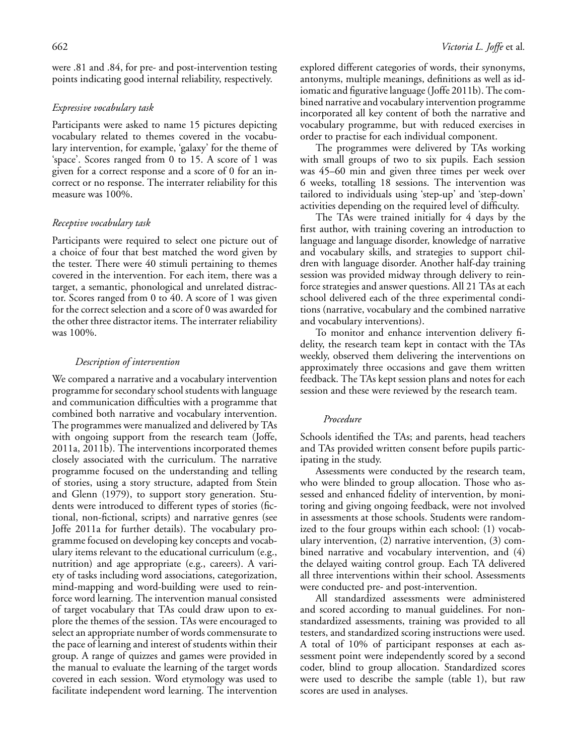were .81 and .84, for pre- and post-intervention testing points indicating good internal reliability, respectively.

### *Expressive vocabulary task*

Participants were asked to name 15 pictures depicting vocabulary related to themes covered in the vocabulary intervention, for example, 'galaxy' for the theme of 'space'. Scores ranged from 0 to 15. A score of 1 was given for a correct response and a score of 0 for an incorrect or no response. The interrater reliability for this measure was 100%.

### *Receptive vocabulary task*

Participants were required to select one picture out of a choice of four that best matched the word given by the tester. There were 40 stimuli pertaining to themes covered in the intervention. For each item, there was a target, a semantic, phonological and unrelated distractor. Scores ranged from 0 to 40. A score of 1 was given for the correct selection and a score of 0 was awarded for the other three distractor items. The interrater reliability was 100%.

## *Description of intervention*

We compared a narrative and a vocabulary intervention programme for secondary school students with language and communication difficulties with a programme that combined both narrative and vocabulary intervention. The programmes were manualized and delivered by TAs with ongoing support from the research team (Joffe, 2011a, 2011b). The interventions incorporated themes closely associated with the curriculum. The narrative programme focused on the understanding and telling of stories, using a story structure, adapted from Stein and Glenn (1979), to support story generation. Students were introduced to different types of stories (fictional, non-fictional, scripts) and narrative genres (see Joffe 2011a for further details). The vocabulary programme focused on developing key concepts and vocabulary items relevant to the educational curriculum (e.g., nutrition) and age appropriate (e.g., careers). A variety of tasks including word associations, categorization, mind-mapping and word-building were used to reinforce word learning. The intervention manual consisted of target vocabulary that TAs could draw upon to explore the themes of the session. TAs were encouraged to select an appropriate number of words commensurate to the pace of learning and interest of students within their group. A range of quizzes and games were provided in the manual to evaluate the learning of the target words covered in each session. Word etymology was used to facilitate independent word learning. The intervention explored different categories of words, their synonyms, antonyms, multiple meanings, definitions as well as idiomatic and figurative language (Joffe 2011b). The combined narrative and vocabulary intervention programme incorporated all key content of both the narrative and vocabulary programme, but with reduced exercises in order to practise for each individual component.

The programmes were delivered by TAs working with small groups of two to six pupils. Each session was 45–60 min and given three times per week over 6 weeks, totalling 18 sessions. The intervention was tailored to individuals using 'step-up' and 'step-down' activities depending on the required level of difficulty.

The TAs were trained initially for 4 days by the first author, with training covering an introduction to language and language disorder, knowledge of narrative and vocabulary skills, and strategies to support children with language disorder. Another half-day training session was provided midway through delivery to reinforce strategies and answer questions. All 21 TAs at each school delivered each of the three experimental conditions (narrative, vocabulary and the combined narrative and vocabulary interventions).

To monitor and enhance intervention delivery fidelity, the research team kept in contact with the TAs weekly, observed them delivering the interventions on approximately three occasions and gave them written feedback. The TAs kept session plans and notes for each session and these were reviewed by the research team.

## *Procedure*

Schools identified the TAs; and parents, head teachers and TAs provided written consent before pupils participating in the study.

Assessments were conducted by the research team, who were blinded to group allocation. Those who assessed and enhanced fidelity of intervention, by monitoring and giving ongoing feedback, were not involved in assessments at those schools. Students were randomized to the four groups within each school: (1) vocabulary intervention, (2) narrative intervention, (3) combined narrative and vocabulary intervention, and (4) the delayed waiting control group. Each TA delivered all three interventions within their school. Assessments were conducted pre- and post-intervention.

All standardized assessments were administered and scored according to manual guidelines. For non-standardized assessments, training was provided to all testers, and standardized scoring instructions were used. A total of 10% of participant responses at each assessment point were independently scored by a second coder, blind to group allocation. Standardized scores were used to describe the sample (table 1), but raw scores are used in analyses.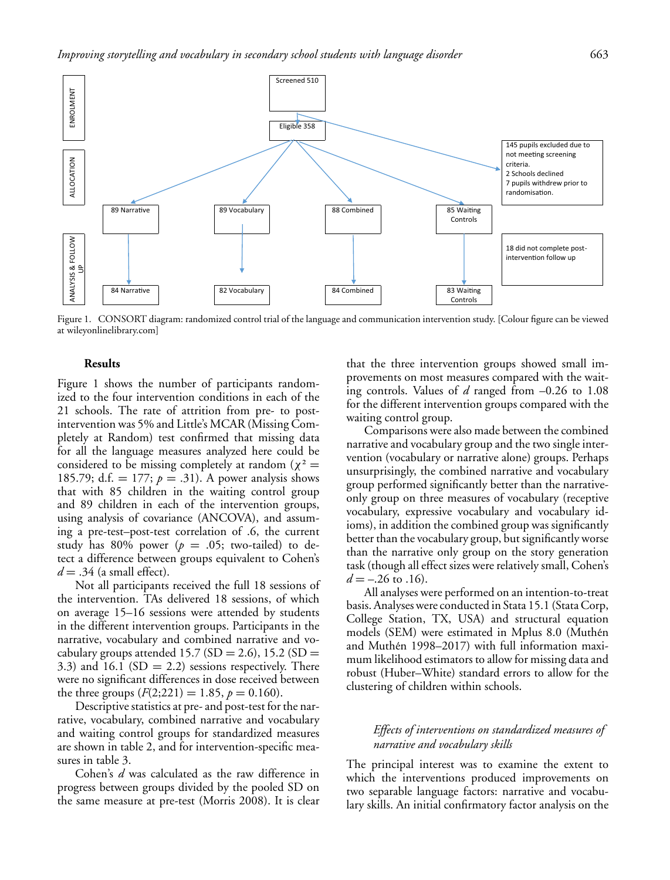Figure 1. CONSORT diagram: randomized control trial of the language and communication intervention study. [Colour figure can be viewed at wileyonlinelibrary.com]

### Results

Figure 1 shows the number of participants randomized to the four intervention conditions in each of the 21 schools. The rate of attrition from pre- to post-intervention was 5% and Little's MCAR (Missing Completely at Random) test confirmed that missing data for all the language measures analyzed here could be considered to be missing completely at random ($\chi^2 = 185.79$; d.f. = 177; $p = .31$). A power analysis shows that with 85 children in the waiting control group and 89 children in each of the intervention groups, using analysis of covariance (ANCOVA), and assuming a pre-test–post-test correlation of .6, the current study has 80% power ($p = .05$; two-tailed) to detect a difference between groups equivalent to Cohen's $d = .34$ (a small effect).

Not all participants received the full 18 sessions of the intervention. TAs delivered 18 sessions, of which on average 15–16 sessions were attended by students in the different intervention groups. Participants in the narrative, vocabulary and combined narrative and vocabulary groups attended 15.7 (SD = 2.6), 15.2 (SD = 3.3) and 16.1 (SD = 2.2) sessions respectively. There were no significant differences in dose received between the three groups ($F(2;221) = 1.85$, $p = 0.160$).

Descriptive statistics at pre- and post-test for the narrative, vocabulary, combined narrative and vocabulary and waiting control groups for standardized measures are shown in table 2, and for intervention-specific measures in table 3.

Cohen's $d$ was calculated as the raw difference in progress between groups divided by the pooled SD on the same measure at pre-test (Morris 2008). It is clear that the three intervention groups showed small improvements on most measures compared with the waiting controls. Values of $d$ ranged from –0.26 to 1.08 for the different intervention groups compared with the waiting control group.

Comparisons were also made between the combined narrative and vocabulary group and the two single intervention (vocabulary or narrative alone) groups. Perhaps unsurprisingly, the combined narrative and vocabulary group performed significantly better than the narrative-only group on three measures of vocabulary (receptive vocabulary, expressive vocabulary and vocabulary idioms), in addition the combined group was significantly better than the vocabulary group, but significantly worse than the narrative only group on the story generation task (though all effect sizes were relatively small, Cohen's $d = -.26$ to .16).

All analyses were performed on an intention-to-treat basis. Analyses were conducted in Stata 15.1 (Stata Corp, College Station, TX, USA) and structural equation models (SEM) were estimated in Mplus 8.0 (Muthén and Muthén 1998–2017) with full information maximum likelihood estimators to allow for missing data and robust (Huber–White) standard errors to allow for the clustering of children within schools.

#### *Effects of interventions on standardized measures of narrative and vocabulary skills*

The principal interest was to examine the extent to which the interventions produced improvements on two separable language factors: narrative and vocabulary skills. An initial confirmatory factor analysis on the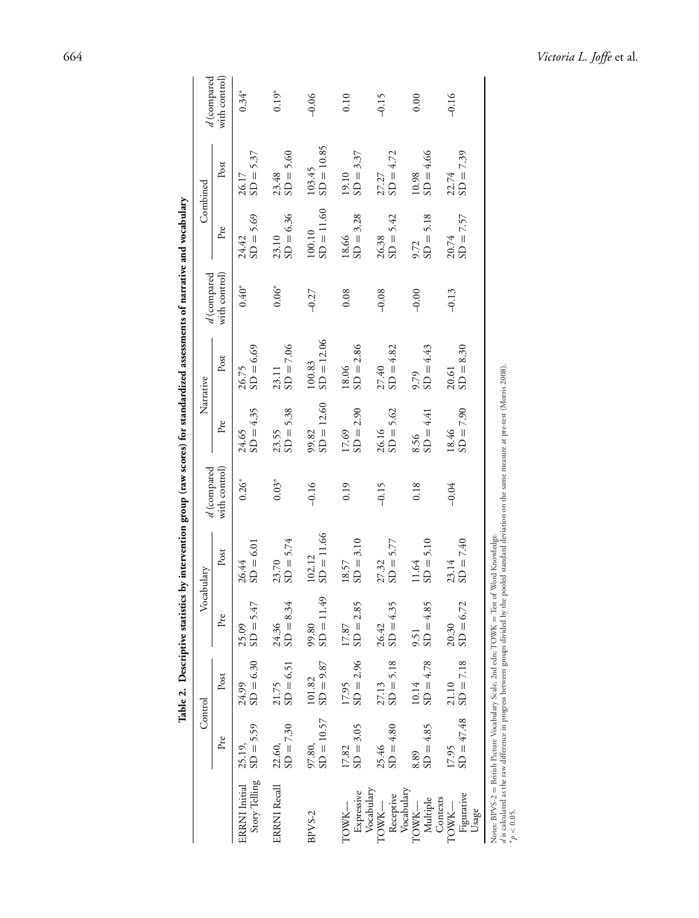**Table 2. Descriptive statistics by intervention group (raw scores) for standardized assessments of narrative and vocabulary**

| | Control | | Vocabulary | | | Narrative | | | Combined | | |
|---|---|---|---|---|---|---|---|---|---|---|---|
| | Pre | Post | Pre | Post | *d* (compared with control) | Pre | Post | *d* (compared with control) | Pre | Post | *d* (compared with control) |
| ERRNI Initial Story Telling | 25.19, SD = 5.59 | 24.99 SD = 6.30 | 25.09 SD = 5.47 | 26.44 SD = 6.01 | 0.26* | 24.65 SD = 4.35 | 26.75 SD = 6.69 | 0.40* | 24.42 SD = 5.69 | 26.17 SD = 5.37 | 0.34* |
| ERRNI Recall | 22.60, SD = 7.30 | 21.75 SD = 6.51 | 24.36 SD = 8.34 | 23.70 SD = 5.74 | 0.03* | 23.55 SD = 5.38 | 23.11 SD = 7.06 | 0.06* | 23.10 SD = 6.36 | 23.48 SD = 5.60 | 0.19* |
| BPVS-2 | 97.80, SD = 10.57 | 101.82 SD = 9.87 | 99.80 SD = 11.49 | 102.12 SD = 11.66 | –0.16 | 99.82 SD = 12.60 | 100.83 SD = 12.06 | –0.27 | 100.10 SD = 11.60 | 103.45 SD = 10.85 | –0.06 |
| TOWK—Expressive Vocabulary | 17.82 SD = 3.05 | 17.95 SD = 2.96 | 17.87 SD = 2.85 | 18.57 SD = 3.10 | 0.19 | 17.69 SD = 2.90 | 18.06 SD = 2.86 | 0.08 | 18.66 SD = 3.28 | 19.10 SD = 3.37 | 0.10 |
| TOWK—Receptive Vocabulary | 25.46 SD = 4.80 | 27.13 SD = 5.18 | 26.42 SD = 4.35 | 27.32 SD = 5.77 | –0.15 | 26.16 SD = 5.62 | 27.40 SD = 4.82 | –0.08 | 26.38 SD = 5.42 | 27.27 SD = 4.72 | –0.15 |
| TOWK—Multiple Contexts | 8.89 SD = 4.85 | 10.14 SD = 4.78 | 9.51 SD = 4.85 | 11.64 SD = 5.10 | 0.18 | 8.56 SD = 4.41 | 9.79 SD = 4.43 | –0.00 | 9.72 SD = 5.18 | 10.98 SD = 4.66 | 0.00 |
| TOWK—Figurative Usage | 17.95 SD = 47.48 | 21.10 SD = 7.18 | 20.30 SD = 6.72 | 23.14 SD = 7.40 | –0.04 | 18.46 SD = 7.90 | 20.61 SD = 8.30 | –0.13 | 20.74 SD = 7.57 | 22.74 SD = 7.39 | –0.16 |

Notes: BPVS-2 = British Picture Vocabulary Scale, 2nd edn; TOWK = Test of Word Knowledge.
*d* is calculated as the raw difference in progress between groups divided by the pooled standard deviation on the same measure at pre-test (Morris 2008).
*$p < 0.05$.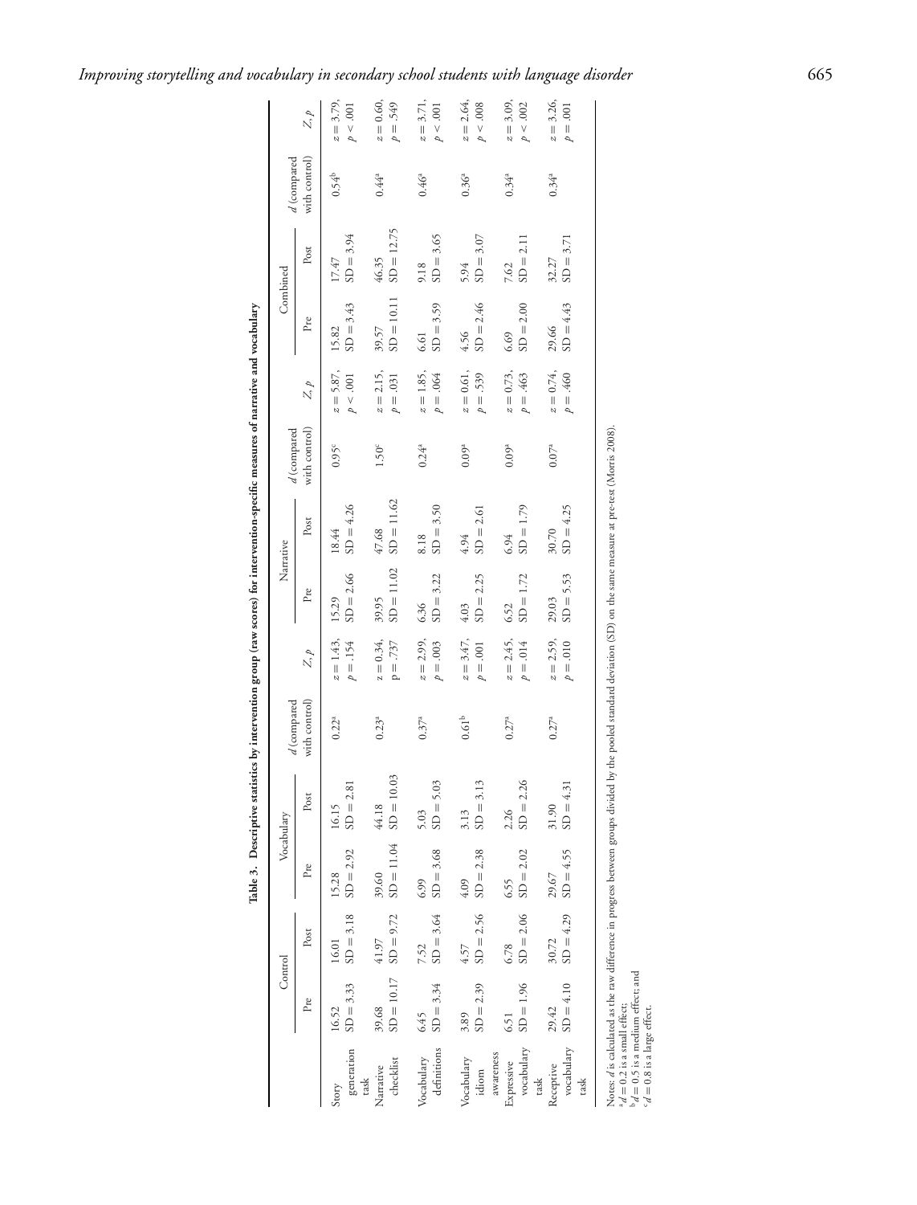**Table 3. Descriptive statistics by intervention group (raw scores) for intervention-specific measures of narrative and vocabulary**

| | Control | | Vocabulary | | | | Narrative | | | | Combined | | | |
|---|---|---|---|---|---|---|---|---|---|---|---|---|---|---|
| | Pre | Post | Pre | Post | $d$ (compared with control) | $Z, p$ | Pre | Post | $d$ (compared with control) | $Z, p$ | Pre | Post | $d$ (compared with control) | $Z, p$ |
| Story generation task | 16.52 SD = 3.33 | 16.01 SD = 3.18 | 15.28 SD = 2.92 | 16.15 SD = 2.81 | 0.22[a] | $z = 1.43$, $p = .154$ | 15.29 SD = 2.66 | 18.44 SD = 4.26 | 0.95[c] | $z = 5.87$, $p < .001$ | 15.82 SD = 3.43 | 17.47 SD = 3.94 | 0.54[b] | $z = 3.79$, $p < .001$ |
| Narrative checklist | 39.68 SD = 10.17 | 41.97 SD = 9.72 | 39.60 SD = 11.04 | 44.18 SD = 10.03 | 0.23[a] | $z = 0.34$, $p = .737$ | 39.95 SD = 11.02 | 47.68 SD = 11.62 | 1.50[c] | $z = 2.15$, $p = .031$ | 39.57 SD = 10.11 | 46.35 SD = 12.75 | 0.44[a] | $z = 0.60$, $p = .549$ |
| Vocabulary definitions | 6.45 SD = 3.34 | 7.52 SD = 3.64 | 6.99 SD = 3.68 | 5.03 SD = 5.03 | 0.37[a] | $z = 2.99$, $p = .003$ | 6.36 SD = 3.22 | 8.18 SD = 3.50 | 0.24[a] | $z = 1.85$, $p = .064$ | 6.61 SD = 3.59 | 9.18 SD = 3.65 | 0.46[a] | $z = 3.71$, $p < .001$ |
| Vocabulary idiom awareness | 3.89 SD = 2.39 | 4.57 SD = 2.56 | 4.09 SD = 2.38 | 3.13 SD = 3.13 | 0.61[b] | $z = 3.47$, $p = .001$ | 4.03 SD = 2.25 | 4.94 SD = 2.61 | 0.09[a] | $z = 0.61$, $p = .539$ | 4.56 SD = 2.46 | 5.94 SD = 3.07 | 0.36[a] | $z = 2.64$, $p < .008$ |
| Expressive vocabulary task | 6.51 SD = 1.96 | 6.78 SD = 2.06 | 6.55 SD = 2.02 | 2.26 SD = 2.26 | 0.27[a] | $z = 2.45$, $p = .014$ | 6.52 SD = 1.72 | 6.94 SD = 1.79 | 0.09[a] | $z = 0.73$, $p = .463$ | 6.69 SD = 2.00 | 7.62 SD = 2.11 | 0.34[a] | $z = 3.09$, $p < .002$ |
| Receptive vocabulary task | 29.42 SD = 4.10 | 30.72 SD = 4.29 | 29.67 SD = 4.55 | 31.90 SD = 4.31 | 0.27[a] | $z = 2.59$, $p = .010$ | 29.03 SD = 5.53 | 30.70 SD = 4.25 | 0.07[a] | $z = 0.74$, $p = .460$ | 29.66 SD = 4.43 | 32.27 SD = 3.71 | 0.34[a] | $z = 3.26$, $p = .001$ |

Notes: $d$ is calculated as the raw difference in progress between groups divided by the pooled standard deviation (SD) on the same measure at pre-test (Morris 2008).
[a] $d = 0.2$ is a small effect;
[b] $d = 0.5$ is a medium effect; and
[c] $d = 0.8$ is a large effect.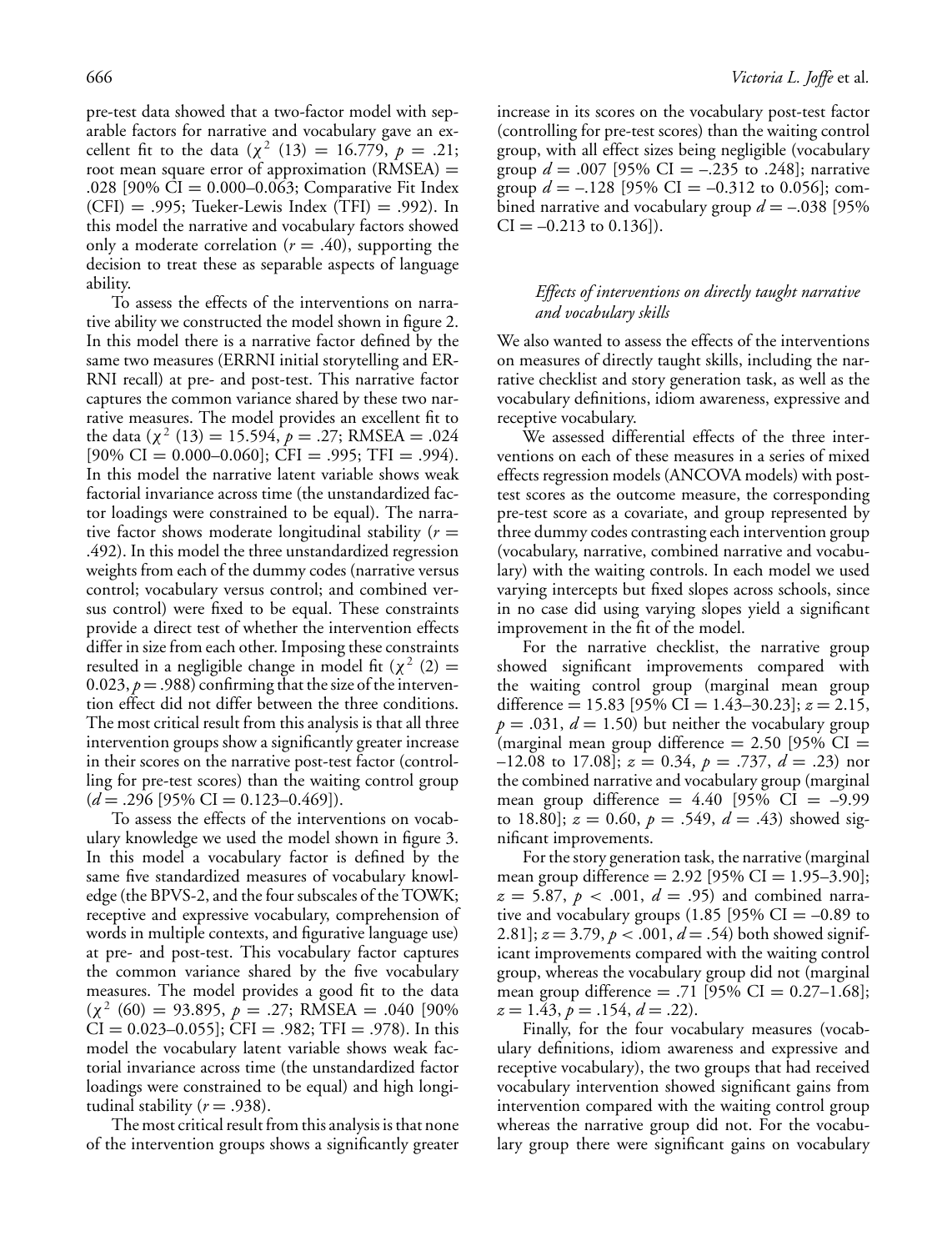pre-test data showed that a two-factor model with separable factors for narrative and vocabulary gave an excellent fit to the data ($\chi^2$ (13) = 16.779, $p$ = .21; root mean square error of approximation (RMSEA) = .028 [90% CI = 0.000–0.063; Comparative Fit Index (CFI) = .995; Tueker-Lewis Index (TFI) = .992). In this model the narrative and vocabulary factors showed only a moderate correlation ($r$ = .40), supporting the decision to treat these as separable aspects of language ability.

To assess the effects of the interventions on narrative ability we constructed the model shown in figure 2. In this model there is a narrative factor defined by the same two measures (ERRNI initial storytelling and ERRNI recall) at pre- and post-test. This narrative factor captures the common variance shared by these two narrative measures. The model provides an excellent fit to the data ($\chi^2$ (13) = 15.594, $p$ = .27; RMSEA = .024 [90% CI = 0.000–0.060]; CFI = .995; TFI = .994). In this model the narrative latent variable shows weak factorial invariance across time (the unstandardized factor loadings were constrained to be equal). The narrative factor shows moderate longitudinal stability ($r$ = .492). In this model the three unstandardized regression weights from each of the dummy codes (narrative versus control; vocabulary versus control; and combined versus control) were fixed to be equal. These constraints provide a direct test of whether the intervention effects differ in size from each other. Imposing these constraints resulted in a negligible change in model fit ($\chi^2$ (2) = 0.023, $p$ = .988) confirming that the size of the intervention effect did not differ between the three conditions. The most critical result from this analysis is that all three intervention groups show a significantly greater increase in their scores on the narrative post-test factor (controlling for pre-test scores) than the waiting control group ($d$ = .296 [95% CI = 0.123–0.469]).

To assess the effects of the interventions on vocabulary knowledge we used the model shown in figure 3. In this model a vocabulary factor is defined by the same five standardized measures of vocabulary knowledge (the BPVS-2, and the four subscales of the TOWK; receptive and expressive vocabulary, comprehension of words in multiple contexts, and figurative language use) at pre- and post-test. This vocabulary factor captures the common variance shared by the five vocabulary measures. The model provides a good fit to the data ($\chi^2$ (60) = 93.895, $p$ = .27; RMSEA = .040 [90% CI = 0.023–0.055]; CFI = .982; TFI = .978). In this model the vocabulary latent variable shows weak factorial invariance across time (the unstandardized factor loadings were constrained to be equal) and high longitudinal stability ($r$ = .938).

The most critical result from this analysis is that none of the intervention groups shows a significantly greater increase in its scores on the vocabulary post-test factor (controlling for pre-test scores) than the waiting control group, with all effect sizes being negligible (vocabulary group $d$ = .007 [95% CI = –.235 to .248]; narrative group $d$ = –.128 [95% CI = –0.312 to 0.056]; combined narrative and vocabulary group $d$ = –.038 [95% CI = –0.213 to 0.136]).

### *Effects of interventions on directly taught narrative and vocabulary skills*

We also wanted to assess the effects of the interventions on measures of directly taught skills, including the narrative checklist and story generation task, as well as the vocabulary definitions, idiom awareness, expressive and receptive vocabulary.

We assessed differential effects of the three interventions on each of these measures in a series of mixed effects regression models (ANCOVA models) with post-test scores as the outcome measure, the corresponding pre-test score as a covariate, and group represented by three dummy codes contrasting each intervention group (vocabulary, narrative, combined narrative and vocabulary) with the waiting controls. In each model we used varying intercepts but fixed slopes across schools, since in no case did using varying slopes yield a significant improvement in the fit of the model.

For the narrative checklist, the narrative group showed significant improvements compared with the waiting control group (marginal mean group difference = 15.83 [95% CI = 1.43–30.23]; $z$ = 2.15, $p$ = .031, $d$ = 1.50) but neither the vocabulary group (marginal mean group difference = 2.50 [95% CI = –12.08 to 17.08]; $z$ = 0.34, $p$ = .737, $d$ = .23) nor the combined narrative and vocabulary group (marginal mean group difference = 4.40 [95% CI = –9.99 to 18.80]; $z$ = 0.60, $p$ = .549, $d$ = .43) showed significant improvements.

For the story generation task, the narrative (marginal mean group difference = 2.92 [95% CI = 1.95–3.90]; $z$ = 5.87, $p$ < .001, $d$ = .95) and combined narrative and vocabulary groups (1.85 [95% CI = –0.89 to 2.81]; $z$ = 3.79, $p$ < .001, $d$ = .54) both showed significant improvements compared with the waiting control group, whereas the vocabulary group did not (marginal mean group difference = .71 [95% CI = 0.27–1.68]; $z$ = 1.43, $p$ = .154, $d$ = .22).

Finally, for the four vocabulary measures (vocabulary definitions, idiom awareness and expressive and receptive vocabulary), the two groups that had received vocabulary intervention showed significant gains from intervention compared with the waiting control group whereas the narrative group did not. For the vocabulary group there were significant gains on vocabulary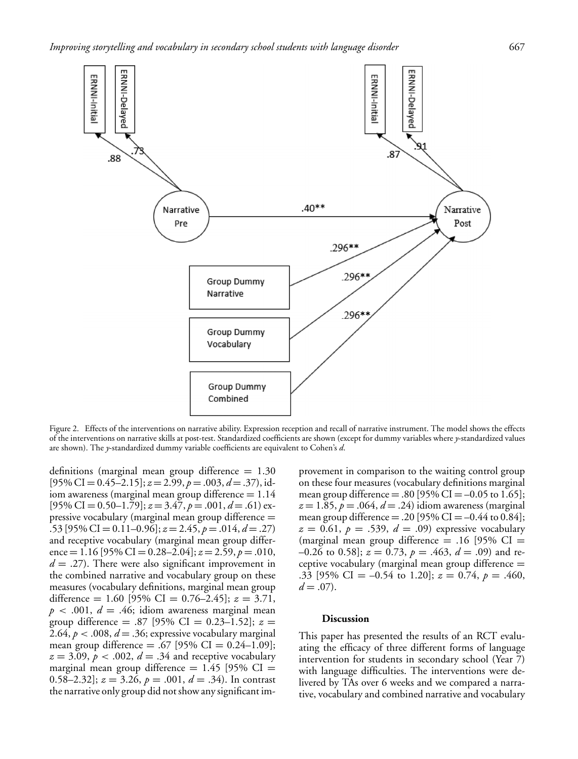Figure 2. Effects of the interventions on narrative ability. Expression reception and recall of narrative instrument. The model shows the effects of the interventions on narrative skills at post-test. Standardized coefficients are shown (except for dummy variables where *y*-standardized values are shown). The *y*-standardized dummy variable coefficients are equivalent to Cohen's *d*.

definitions (marginal mean group difference = 1.30 [95% CI = 0.45–2.15]; $z = 2.99$, $p = .003$, $d = .37$), idiom awareness (marginal mean group difference = 1.14 [95% CI = 0.50–1.79]; $z = 3.47$, $p = .001$, $d = .61$) expressive vocabulary (marginal mean group difference = .53 [95% CI = 0.11–0.96]; $z = 2.45$, $p = .014$, $d = .27$) and receptive vocabulary (marginal mean group difference = 1.16 [95% CI = 0.28–2.04]; $z = 2.59$, $p = .010$, $d = .27$). There were also significant improvement in the combined narrative and vocabulary group on these measures (vocabulary definitions, marginal mean group difference = 1.60 [95% CI = 0.76–2.45]; $z = 3.71$, $p < .001$, $d = .46$; idiom awareness marginal mean group difference = .87 [95% CI = 0.23–1.52]; $z = 2.64$, $p < .008$, $d = .36$; expressive vocabulary marginal mean group difference = .67 [95% CI = 0.24–1.09]; $z = 3.09$, $p < .002$, $d = .34$ and receptive vocabulary marginal mean group difference = 1.45 [95% CI = 0.58–2.32]; $z = 3.26$, $p = .001$, $d = .34$). In contrast the narrative only group did not show any significant improvement in comparison to the waiting control group on these four measures (vocabulary definitions marginal mean group difference = .80 [95% CI = –0.05 to 1.65]; $z = 1.85$, $p = .064$, $d = .24$) idiom awareness (marginal mean group difference = .20 [95% CI = –0.44 to 0.84]; $z = 0.61$, $p = .539$, $d = .09$) expressive vocabulary (marginal mean group difference = .16 [95% CI = –0.26 to 0.58]; $z = 0.73$, $p = .463$, $d = .09$) and receptive vocabulary (marginal mean group difference = .33 [95% CI = –0.54 to 1.20]; $z = 0.74$, $p = .460$, $d = .07$).

#### Discussion

This paper has presented the results of an RCT evaluating the efficacy of three different forms of language intervention for students in secondary school (Year 7) with language difficulties. The interventions were delivered by TAs over 6 weeks and we compared a narrative, vocabulary and combined narrative and vocabulary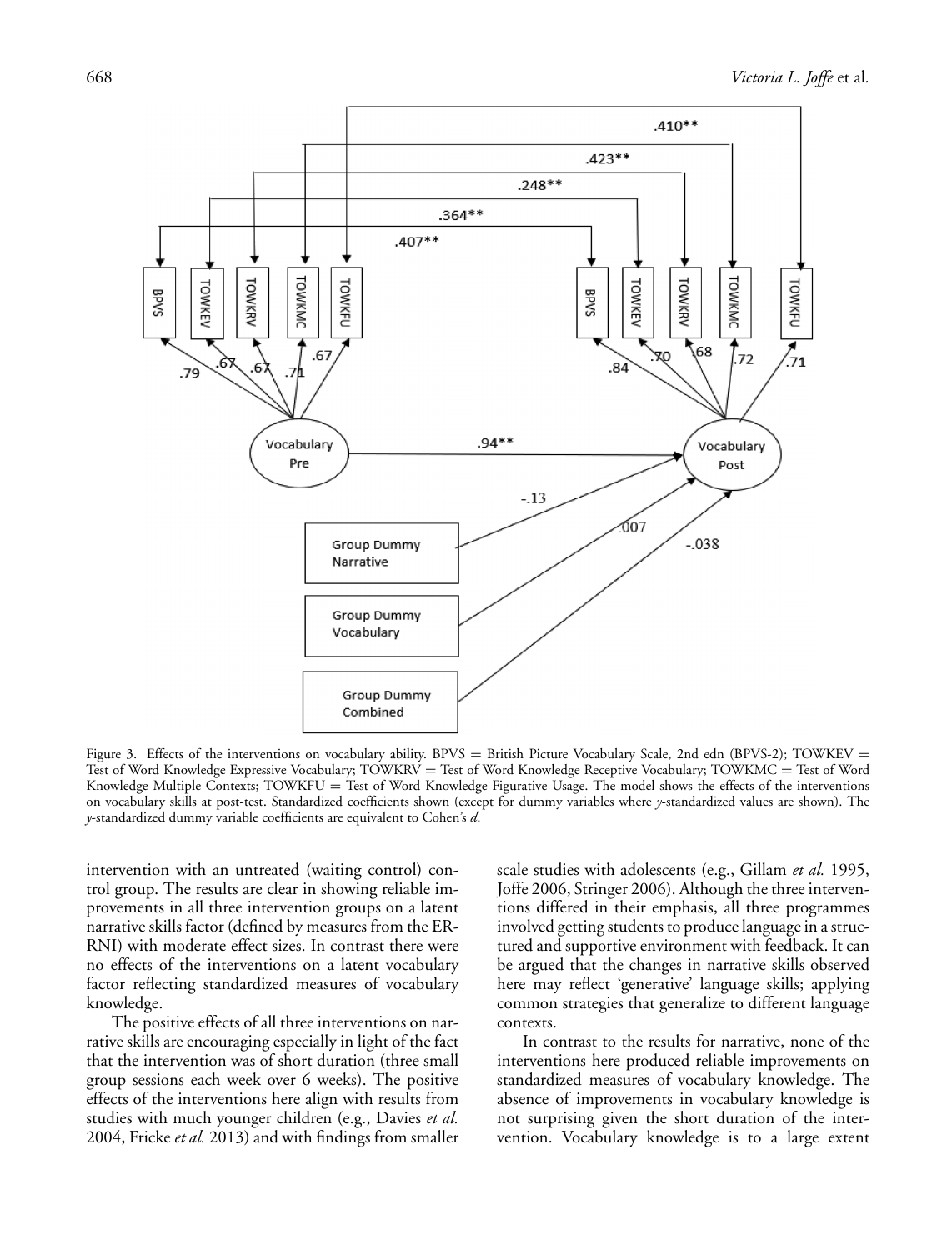Figure 3. Effects of the interventions on vocabulary ability. BPVS = British Picture Vocabulary Scale, 2nd edn (BPVS-2); TOWKEV = Test of Word Knowledge Expressive Vocabulary; TOWKRV = Test of Word Knowledge Receptive Vocabulary; TOWKMC = Test of Word Knowledge Multiple Contexts; TOWKFU = Test of Word Knowledge Figurative Usage. The model shows the effects of the interventions on vocabulary skills at post-test. Standardized coefficients shown (except for dummy variables where *y*-standardized values are shown). The *y*-standardized dummy variable coefficients are equivalent to Cohen's *d*.

intervention with an untreated (waiting control) control group. The results are clear in showing reliable improvements in all three intervention groups on a latent narrative skills factor (defined by measures from the ERRNI) with moderate effect sizes. In contrast there were no effects of the interventions on a latent vocabulary factor reflecting standardized measures of vocabulary knowledge.

The positive effects of all three interventions on narrative skills are encouraging especially in light of the fact that the intervention was of short duration (three small group sessions each week over 6 weeks). The positive effects of the interventions here align with results from studies with much younger children (e.g., Davies *et al.* 2004, Fricke *et al.* 2013) and with findings from smaller scale studies with adolescents (e.g., Gillam *et al.* 1995, Joffe 2006, Stringer 2006). Although the three interventions differed in their emphasis, all three programmes involved getting students to produce language in a structured and supportive environment with feedback. It can be argued that the changes in narrative skills observed here may reflect 'generative' language skills; applying common strategies that generalize to different language contexts.

In contrast to the results for narrative, none of the interventions here produced reliable improvements on standardized measures of vocabulary knowledge. The absence of improvements in vocabulary knowledge is not surprising given the short duration of the intervention. Vocabulary knowledge is to a large extent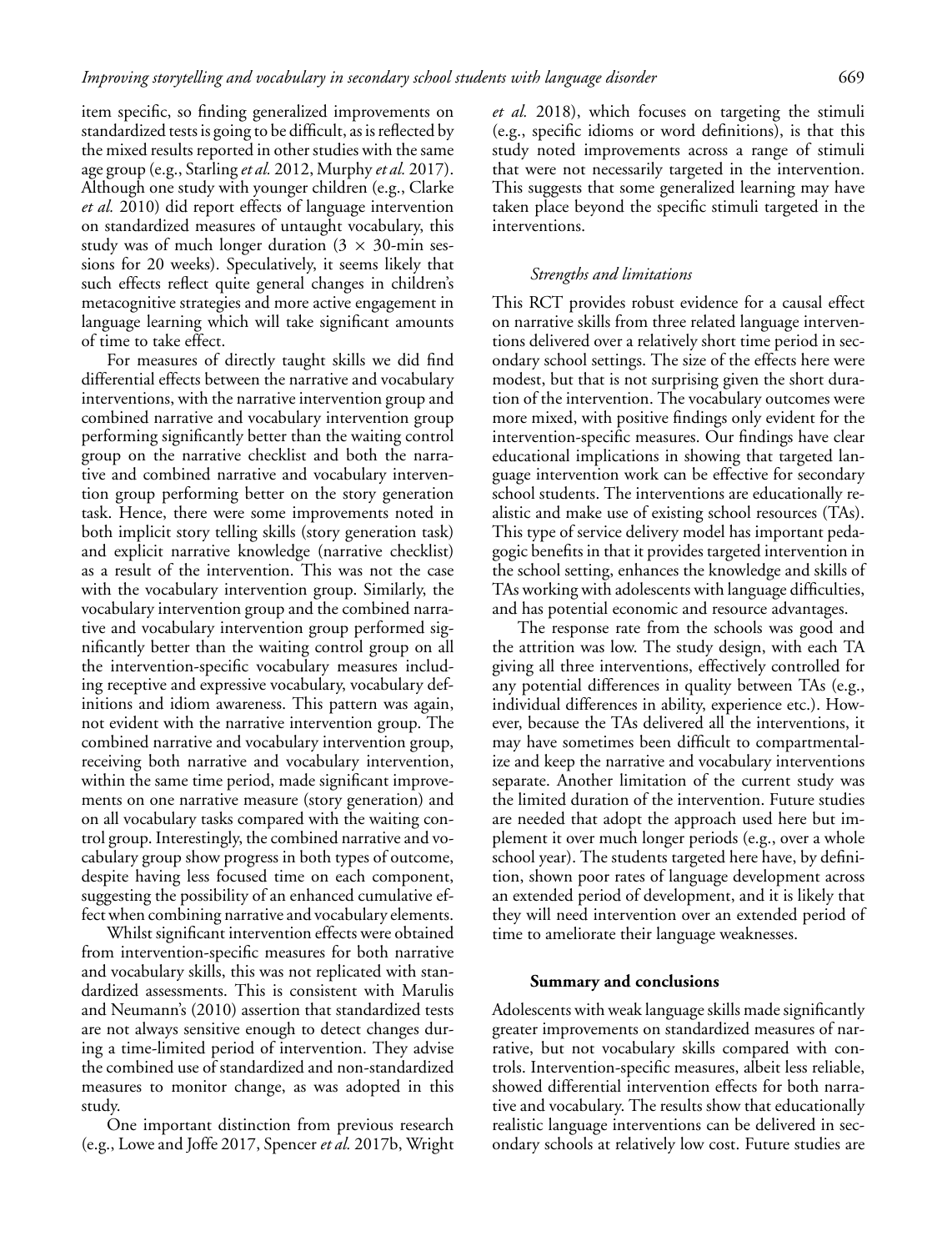item specific, so finding generalized improvements on standardized tests is going to be difficult, as is reflected by the mixed results reported in other studies with the same age group (e.g., Starling *et al.* 2012, Murphy *et al.* 2017). Although one study with younger children (e.g., Clarke *et al.* 2010) did report effects of language intervention on standardized measures of untaught vocabulary, this study was of much longer duration ($3 \times 30$-min sessions for 20 weeks). Speculatively, it seems likely that such effects reflect quite general changes in children's metacognitive strategies and more active engagement in language learning which will take significant amounts of time to take effect.

For measures of directly taught skills we did find differential effects between the narrative and vocabulary interventions, with the narrative intervention group and combined narrative and vocabulary intervention group performing significantly better than the waiting control group on the narrative checklist and both the narrative and combined narrative and vocabulary intervention group performing better on the story generation task. Hence, there were some improvements noted in both implicit story telling skills (story generation task) and explicit narrative knowledge (narrative checklist) as a result of the intervention. This was not the case with the vocabulary intervention group. Similarly, the vocabulary intervention group and the combined narrative and vocabulary intervention group performed significantly better than the waiting control group on all the intervention-specific vocabulary measures including receptive and expressive vocabulary, vocabulary definitions and idiom awareness. This pattern was again, not evident with the narrative intervention group. The combined narrative and vocabulary intervention group, receiving both narrative and vocabulary intervention, within the same time period, made significant improvements on one narrative measure (story generation) and on all vocabulary tasks compared with the waiting control group. Interestingly, the combined narrative and vocabulary group show progress in both types of outcome, despite having less focused time on each component, suggesting the possibility of an enhanced cumulative effect when combining narrative and vocabulary elements.

Whilst significant intervention effects were obtained from intervention-specific measures for both narrative and vocabulary skills, this was not replicated with standardized assessments. This is consistent with Marulis and Neumann's (2010) assertion that standardized tests are not always sensitive enough to detect changes during a time-limited period of intervention. They advise the combined use of standardized and non-standardized measures to monitor change, as was adopted in this study.

One important distinction from previous research (e.g., Lowe and Joffe 2017, Spencer *et al.* 2017b, Wright *et al.* 2018), which focuses on targeting the stimuli (e.g., specific idioms or word definitions), is that this study noted improvements across a range of stimuli that were not necessarily targeted in the intervention. This suggests that some generalized learning may have taken place beyond the specific stimuli targeted in the interventions.

### *Strengths and limitations*

This RCT provides robust evidence for a causal effect on narrative skills from three related language interventions delivered over a relatively short time period in secondary school settings. The size of the effects here were modest, but that is not surprising given the short duration of the intervention. The vocabulary outcomes were more mixed, with positive findings only evident for the intervention-specific measures. Our findings have clear educational implications in showing that targeted language intervention work can be effective for secondary school students. The interventions are educationally realistic and make use of existing school resources (TAs). This type of service delivery model has important pedagogic benefits in that it provides targeted intervention in the school setting, enhances the knowledge and skills of TAs working with adolescents with language difficulties, and has potential economic and resource advantages.

The response rate from the schools was good and the attrition was low. The study design, with each TA giving all three interventions, effectively controlled for any potential differences in quality between TAs (e.g., individual differences in ability, experience etc.). However, because the TAs delivered all the interventions, it may have sometimes been difficult to compartmentalize and keep the narrative and vocabulary interventions separate. Another limitation of the current study was the limited duration of the intervention. Future studies are needed that adopt the approach used here but implement it over much longer periods (e.g., over a whole school year). The students targeted here have, by definition, shown poor rates of language development across an extended period of development, and it is likely that they will need intervention over an extended period of time to ameliorate their language weaknesses.

## **Summary and conclusions**

Adolescents with weak language skills made significantly greater improvements on standardized measures of narrative, but not vocabulary skills compared with controls. Intervention-specific measures, albeit less reliable, showed differential intervention effects for both narrative and vocabulary. The results show that educationally realistic language interventions can be delivered in secondary schools at relatively low cost. Future studies are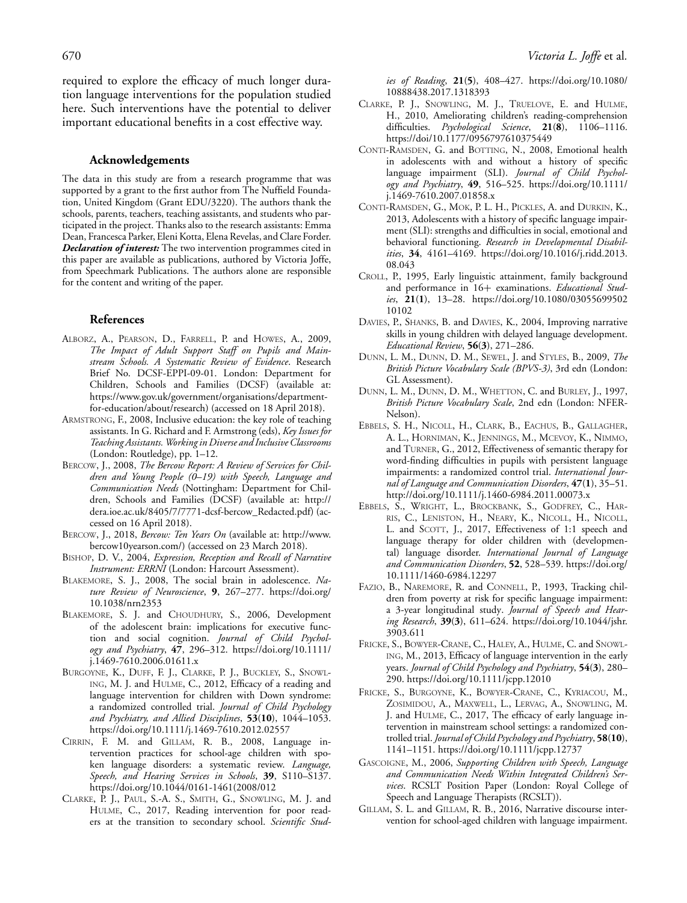required to explore the efficacy of much longer duration language interventions for the population studied here. Such interventions have the potential to deliver important educational benefits in a cost effective way.

### Acknowledgements

The data in this study are from a research programme that was supported by a grant to the first author from The Nuffield Foundation, United Kingdom (Grant EDU/3220). The authors thank the schools, parents, teachers, teaching assistants, and students who participated in the project. Thanks also to the research assistants: Emma Dean, Francesca Parker, Eleni Kotta, Elena Revelas, and Clare Forder. ***Declaration of interest:*** The two intervention programmes cited in this paper are available as publications, authored by Victoria Joffe, from Speechmark Publications. The authors alone are responsible for the content and writing of the paper.

### References

ALBORZ, A., PEARSON, D., FARRELL, P. and HOWES, A., 2009, *The Impact of Adult Support Staff on Pupils and Mainstream Schools. A Systematic Review of Evidence*. Research Brief No. DCSF-EPPI-09-01. London: Department for Children, Schools and Families (DCSF) (available at: https://www.gov.uk/government/organisations/department-for-education/about/research) (accessed on 18 April 2018).

ARMSTRONG, F., 2008, Inclusive education: the key role of teaching assistants. In G. Richard and F. Armstrong (eds), *Key Issues for Teaching Assistants. Working in Diverse and Inclusive Classrooms* (London: Routledge), pp. 1–12.

BERCOW, J., 2008, *The Bercow Report: A Review of Services for Children and Young People (0–19) with Speech, Language and Communication Needs* (Nottingham: Department for Children, Schools and Families (DCSF) (available at: http://dera.ioe.ac.uk/8405/7/7771-dcsf-bercow_Redacted.pdf) (accessed on 16 April 2018).

BERCOW, J., 2018, *Bercow: Ten Years On* (available at: http://www.bercow10yearson.com/) (accessed on 23 March 2018).

BISHOP, D. V., 2004, *Expression, Reception and Recall of Narrative Instrument: ERRNI* (London: Harcourt Assessment).

BLAKEMORE, S. J., 2008, The social brain in adolescence. *Nature Review of Neuroscience*, **9**, 267–277. https://doi.org/10.1038/nrn2353

BLAKEMORE, S. J. and CHOUDHURY, S., 2006, Development of the adolescent brain: implications for executive function and social cognition. *Journal of Child Psychology and Psychiatry*, **47**, 296–312. https://doi.org/10.1111/j.1469-7610.2006.01611.x

BURGOYNE, K., DUFF, F. J., CLARKE, P. J., BUCKLEY, S., SNOWLING, M. J. and HULME, C., 2012, Efficacy of a reading and language intervention for children with Down syndrome: a randomized controlled trial. *Journal of Child Psychology and Psychiatry, and Allied Disciplines*, **53**(**10**), 1044–1053. https://doi.org/10.1111/j.1469-7610.2012.02557

CIRRIN, F. M. and GILLAM, R. B., 2008, Language intervention practices for school-age children with spoken language disorders: a systematic review. *Language, Speech, and Hearing Services in Schools*, **39**, S110–S137. https://doi.org/10.1044/0161-1461(2008/012

CLARKE, P. J., PAUL, S.-A. S., SMITH, G., SNOWLING, M. J. and HULME, C., 2017, Reading intervention for poor readers at the transition to secondary school. *Scientific Studies of Reading*, **21**(**5**), 408–427. https://doi.org/10.1080/10888438.2017.1318393

CLARKE, P. J., SNOWLING, M. J., TRUELOVE, E. and HULME, H., 2010, Ameliorating children's reading-comprehension difficulties. *Psychological Science*, **21**(**8**), 1106–1116. https://doi/10.1177/0956797610375449

CONTI-RAMSDEN, G. and BOTTING, N., 2008, Emotional health in adolescents with and without a history of specific language impairment (SLI). *Journal of Child Psychology and Psychiatry*, **49**, 516–525. https://doi.org/10.1111/j.1469-7610.2007.01858.x

CONTI-RAMSDEN, G., MOK, P. L. H., PICKLES, A. and DURKIN, K., 2013, Adolescents with a history of specific language impairment (SLI): strengths and difficulties in social, emotional and behavioral functioning. *Research in Developmental Disabilities*, **34**, 4161–4169. https://doi.org/10.1016/j.ridd.2013.08.043

CROLL, P., 1995, Early linguistic attainment, family background and performance in 16+ examinations. *Educational Studies*, **21**(**1**), 13–28. https://doi.org/10.1080/0305569950210102

DAVIES, P., SHANKS, B. and DAVIES, K., 2004, Improving narrative skills in young children with delayed language development. *Educational Review*, **56**(**3**), 271–286.

DUNN, L. M., DUNN, D. M., SEWEL, J. and STYLES, B., 2009, *The British Picture Vocabulary Scale (BPVS-3)*, 3rd edn (London: GL Assessment).

DUNN, L. M., DUNN, D. M., WHETTON, C. and BURLEY, J., 1997, *British Picture Vocabulary Scale*, 2nd edn (London: NFER-Nelson).

EBBELS, S. H., NICOLL, H., CLARK, B., EACHUS, B., GALLAGHER, A. L., HORNIMAN, K., JENNINGS, M., MCEVOY, K., NIMMO, and TURNER, G., 2012, Effectiveness of semantic therapy for word-finding difficulties in pupils with persistent language impairments: a randomized control trial. *International Journal of Language and Communication Disorders*, **47**(**1**), 35–51. http://doi.org/10.1111/j.1460-6984.2011.00073.x

EBBELS, S., WRIGHT, L., BROCKBANK, S., GODFREY, C., HARRIS, C., LENISTON, H., NEARY, K., NICOLL, H., NICOLL, L. and SCOTT, J., 2017, Effectiveness of 1:1 speech and language therapy for older children with (developmental) language disorder. *International Journal of Language and Communication Disorders*, **52**, 528–539. https://doi.org/10.1111/1460-6984.12297

FAZIO, B., NAREMORE, R. and CONNELL, P., 1993, Tracking children from poverty at risk for specific language impairment: a 3-year longitudinal study. *Journal of Speech and Hearing Research*, **39**(**3**), 611–624. https://doi.org/10.1044/jshr.3903.611

FRICKE, S., BOWYER-CRANE, C., HALEY, A., HULME, C. and SNOWLING, M., 2013, Efficacy of language intervention in the early years. *Journal of Child Psychology and Psychiatry*, **54**(**3**), 280–290. https://doi.org/10.1111/jcpp.12010

FRICKE, S., BURGOYNE, K., BOWYER-CRANE, C., KYRIACOU, M., ZOSIMIDOU, A., MAXWELL, L., LERVAG, A., SNOWLING, M. J. and HULME, C., 2017, The efficacy of early language intervention in mainstream school settings: a randomized controlled trial. *Journal of Child Psychology and Psychiatry*, **58**(**10**), 1141–1151. https://doi.org/10.1111/jcpp.12737

GASCOIGNE, M., 2006, *Supporting Children with Speech, Language and Communication Needs Within Integrated Children's Services*. RCSLT Position Paper (London: Royal College of Speech and Language Therapists (RCSLT)).

GILLAM, S. L. and GILLAM, R. B., 2016, Narrative discourse intervention for school-aged children with language impairment.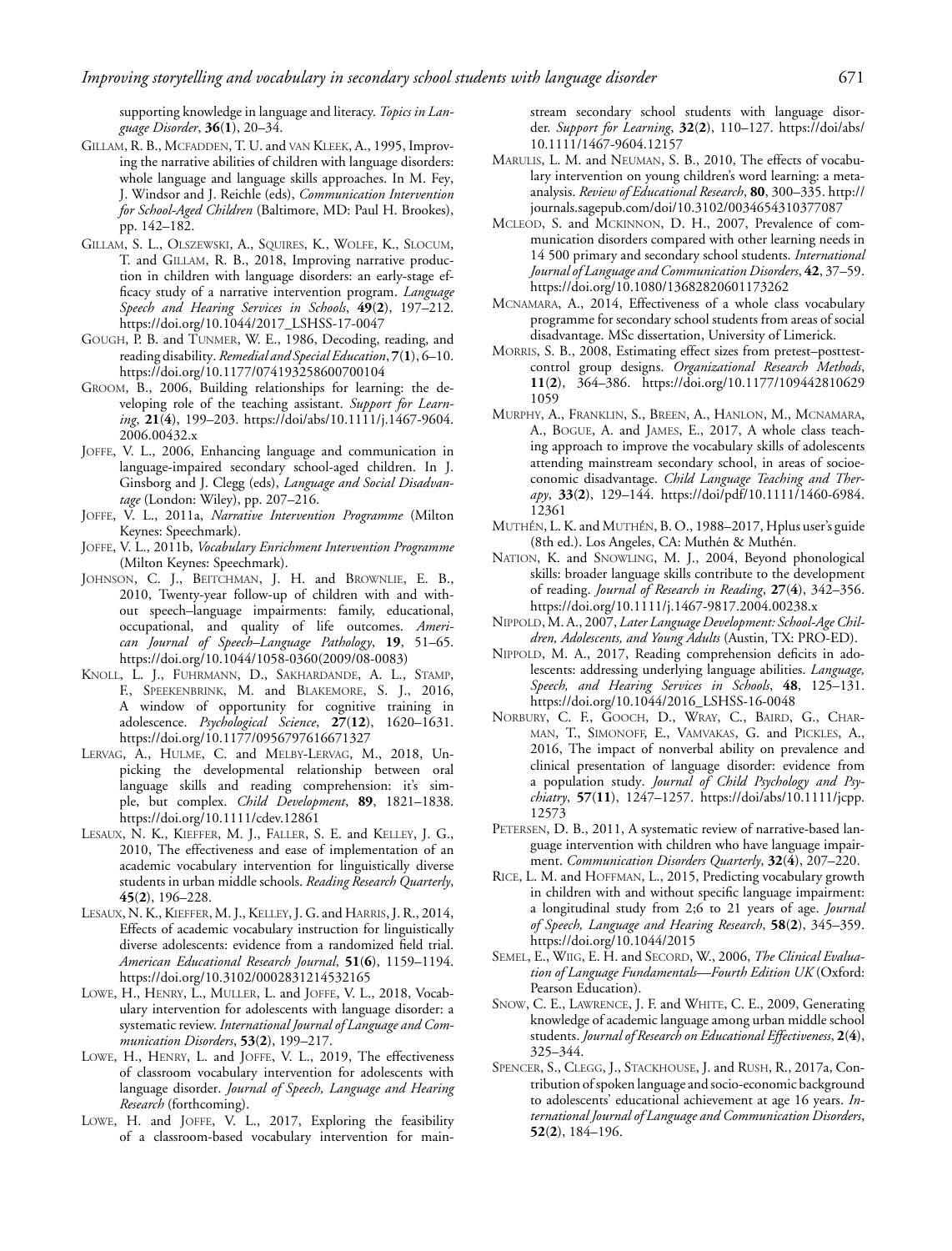supporting knowledge in language and literacy. *Topics in Language Disorder*, **36**(**1**), 20–34.

Gillam, R. B., McFadden, T. U. and van Kleek, A., 1995, Improving the narrative abilities of children with language disorders: whole language and language skills approaches. In M. Fey, J. Windsor and J. Reichle (eds), *Communication Intervention for School-Aged Children* (Baltimore, MD: Paul H. Brookes), pp. 142–182.

Gillam, S. L., Olszewski, A., Squires, K., Wolfe, K., Slocum, T. and Gillam, R. B., 2018, Improving narrative production in children with language disorders: an early-stage efficacy study of a narrative intervention program. *Language Speech and Hearing Services in Schools*, **49**(**2**), 197–212. https://doi.org/10.1044/2017_LSHSS-17-0047

Gough, P. B. and Tunmer, W. E., 1986, Decoding, reading, and reading disability. *Remedial and Special Education*, **7**(**1**), 6–10. https://doi.org/10.1177/074193258600700104

Groom, B., 2006, Building relationships for learning: the developing role of the teaching assistant. *Support for Learning*, **21**(**4**), 199–203. https://doi/abs/10.1111/j.1467-9604.2006.00432.x

Joffe, V. L., 2006, Enhancing language and communication in language-impaired secondary school-aged children. In J. Ginsborg and J. Clegg (eds), *Language and Social Disadvantage* (London: Wiley), pp. 207–216.

Joffe, V. L., 2011a, *Narrative Intervention Programme* (Milton Keynes: Speechmark).

Joffe, V. L., 2011b, *Vocabulary Enrichment Intervention Programme* (Milton Keynes: Speechmark).

Johnson, C. J., Beitchman, J. H. and Brownlie, E. B., 2010, Twenty-year follow-up of children with and without speech–language impairments: family, educational, occupational, and quality of life outcomes. *American Journal of Speech–Language Pathology*, **19**, 51–65. https://doi.org/10.1044/1058-0360(2009/08-0083)

Knoll, L. J., Fuhrmann, D., Sakhardande, A. L., Stamp, F., Speekenbrink, M. and Blakemore, S. J., 2016, A window of opportunity for cognitive training in adolescence. *Psychological Science*, **27**(**12**), 1620–1631. https://doi.org/10.1177/0956797616671327

Lervag, A., Hulme, C. and Melby-Lervag, M., 2018, Unpicking the developmental relationship between oral language skills and reading comprehension: it's simple, but complex. *Child Development*, **89**, 1821–1838. https://doi.org/10.1111/cdev.12861

Lesaux, N. K., Kieffer, M. J., Faller, S. E. and Kelley, J. G., 2010, The effectiveness and ease of implementation of an academic vocabulary intervention for linguistically diverse students in urban middle schools. *Reading Research Quarterly*, **45**(**2**), 196–228.

Lesaux, N. K., Kieffer, M. J., Kelley, J. G. and Harris, J. R., 2014, Effects of academic vocabulary instruction for linguistically diverse adolescents: evidence from a randomized field trial. *American Educational Research Journal*, **51**(**6**), 1159–1194. https://doi.org/10.3102/0002831214532165

Lowe, H., Henry, L., Muller, L. and Joffe, V. L., 2018, Vocabulary intervention for adolescents with language disorder: a systematic review. *International Journal of Language and Communication Disorders*, **53**(**2**), 199–217.

Lowe, H., Henry, L. and Joffe, V. L., 2019, The effectiveness of classroom vocabulary intervention for adolescents with language disorder. *Journal of Speech, Language and Hearing Research* (forthcoming).

Lowe, H. and Joffe, V. L., 2017, Exploring the feasibility of a classroom-based vocabulary intervention for mainstream secondary school students with language disorder. *Support for Learning*, **32**(**2**), 110–127. https://doi/abs/10.1111/1467-9604.12157

Marulis, L. M. and Neuman, S. B., 2010, The effects of vocabulary intervention on young children's word learning: a meta-analysis. *Review of Educational Research*, **80**, 300–335. http://journals.sagepub.com/doi/10.3102/0034654310377087

McLeod, S. and McKinnon, D. H., 2007, Prevalence of communication disorders compared with other learning needs in 14 500 primary and secondary school students. *International Journal of Language and Communication Disorders*, **42**, 37–59. https://doi.org/10.1080/13682820601173262

McNamara, A., 2014, Effectiveness of a whole class vocabulary programme for secondary school students from areas of social disadvantage. MSc dissertation, University of Limerick.

Morris, S. B., 2008, Estimating effect sizes from pretest–posttest-control group designs. *Organizational Research Methods*, **11**(**2**), 364–386. https://doi.org/10.1177/1094428106291059

Murphy, A., Franklin, S., Breen, A., Hanlon, M., McNamara, A., Bogue, A. and James, E., 2017, A whole class teaching approach to improve the vocabulary skills of adolescents attending mainstream secondary school, in areas of socioeconomic disadvantage. *Child Language Teaching and Therapy*, **33**(**2**), 129–144. https://doi/pdf/10.1111/1460-6984.12361

Muthén, L. K. and Muthén, B. O., 1988–2017, Hplus user's guide (8th ed.). Los Angeles, CA: Muthén & Muthén.

Nation, K. and Snowling, M. J., 2004, Beyond phonological skills: broader language skills contribute to the development of reading. *Journal of Research in Reading*, **27**(**4**), 342–356. https://doi.org/10.1111/j.1467-9817.2004.00238.x

Nippold, M. A., 2007, *Later Language Development: School-Age Children, Adolescents, and Young Adults* (Austin, TX: PRO-ED).

Nippold, M. A., 2017, Reading comprehension deficits in adolescents: addressing underlying language abilities. *Language, Speech, and Hearing Services in Schools*, **48**, 125–131. https://doi.org/10.1044/2016_LSHSS-16-0048

Norbury, C. F., Gooch, D., Wray, C., Baird, G., Charman, T., Simonoff, E., Vamvakas, G. and Pickles, A., 2016, The impact of nonverbal ability on prevalence and clinical presentation of language disorder: evidence from a population study. *Journal of Child Psychology and Psychiatry*, **57**(**11**), 1247–1257. https://doi/abs/10.1111/jcpp.12573

Petersen, D. B., 2011, A systematic review of narrative-based language intervention with children who have language impairment. *Communication Disorders Quarterly*, **32**(**4**), 207–220.

Rice, L. M. and Hoffman, L., 2015, Predicting vocabulary growth in children with and without specific language impairment: a longitudinal study from 2;6 to 21 years of age. *Journal of Speech, Language and Hearing Research*, **58**(**2**), 345–359. https://doi.org/10.1044/2015

Semel, E., Wiig, E. H. and Secord, W., 2006, *The Clinical Evaluation of Language Fundamentals—Fourth Edition UK* (Oxford: Pearson Education).

Snow, C. E., Lawrence, J. F. and White, C. E., 2009, Generating knowledge of academic language among urban middle school students. *Journal of Research on Educational Effectiveness*, **2**(**4**), 325–344.

Spencer, S., Clegg, J., Stackhouse, J. and Rush, R., 2017a, Contribution of spoken language and socio-economic background to adolescents' educational achievement at age 16 years. *International Journal of Language and Communication Disorders*, **52**(**2**), 184–196.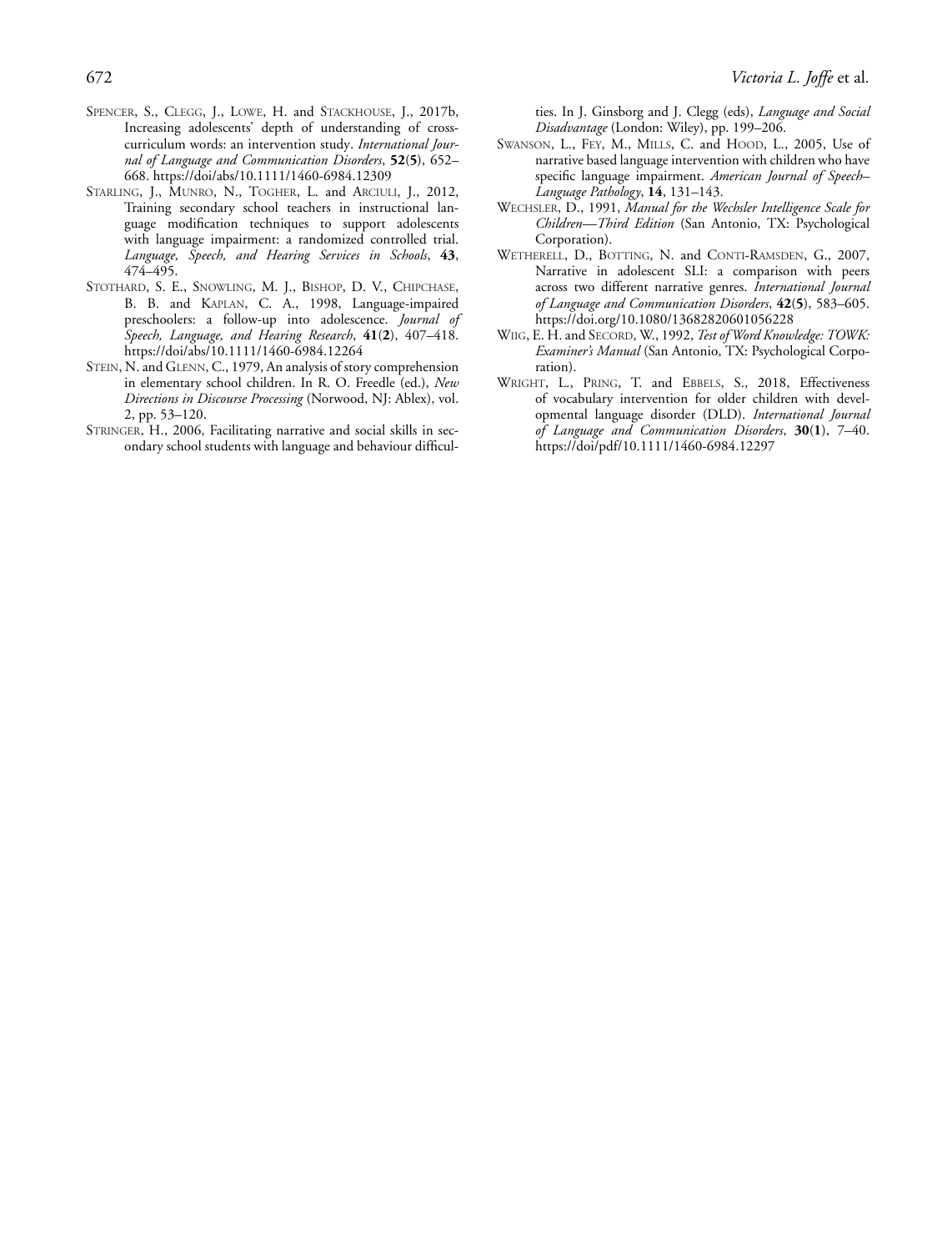SPENCER, S., CLEGG, J., LOWE, H. and STACKHOUSE, J., 2017b, Increasing adolescents' depth of understanding of cross-curriculum words: an intervention study. *International Journal of Language and Communication Disorders*, **52**(**5**), 652–668. https://doi/abs/10.1111/1460-6984.12309

STARLING, J., MUNRO, N., TOGHER, L. and ARCIULI, J., 2012, Training secondary school teachers in instructional language modification techniques to support adolescents with language impairment: a randomized controlled trial. *Language, Speech, and Hearing Services in Schools*, **43**, 474–495.

STOTHARD, S. E., SNOWLING, M. J., BISHOP, D. V., CHIPCHASE, B. B. and KAPLAN, C. A., 1998, Language-impaired preschoolers: a follow-up into adolescence. *Journal of Speech, Language, and Hearing Research*, **41**(**2**), 407–418. https://doi/abs/10.1111/1460-6984.12264

STEIN, N. and GLENN, C., 1979, An analysis of story comprehension in elementary school children. In R. O. Freedle (ed.), *New Directions in Discourse Processing* (Norwood, NJ: Ablex), vol. 2, pp. 53–120.

STRINGER, H., 2006, Facilitating narrative and social skills in secondary school students with language and behaviour difficulties. In J. Ginsborg and J. Clegg (eds), *Language and Social Disadvantage* (London: Wiley), pp. 199–206.

SWANSON, L., FEY, M., MILLS, C. and HOOD, L., 2005, Use of narrative based language intervention with children who have specific language impairment. *American Journal of Speech–Language Pathology*, **14**, 131–143.

WECHSLER, D., 1991, *Manual for the Wechsler Intelligence Scale for Children—Third Edition* (San Antonio, TX: Psychological Corporation).

WETHERELL, D., BOTTING, N. and CONTI-RAMSDEN, G., 2007, Narrative in adolescent SLI: a comparison with peers across two different narrative genres. *International Journal of Language and Communication Disorders*, **42**(**5**), 583–605. https://doi.org/10.1080/13682820601056228

WIIG, E. H. and SECORD, W., 1992, *Test of Word Knowledge: TOWK: Examiner's Manual* (San Antonio, TX: Psychological Corporation).

WRIGHT, L., PRING, T. and EBBELS, S., 2018, Effectiveness of vocabulary intervention for older children with developmental language disorder (DLD). *International Journal of Language and Communication Disorders*, **30**(**1**), 7–40. https://doi/pdf/10.1111/1460-6984.12297